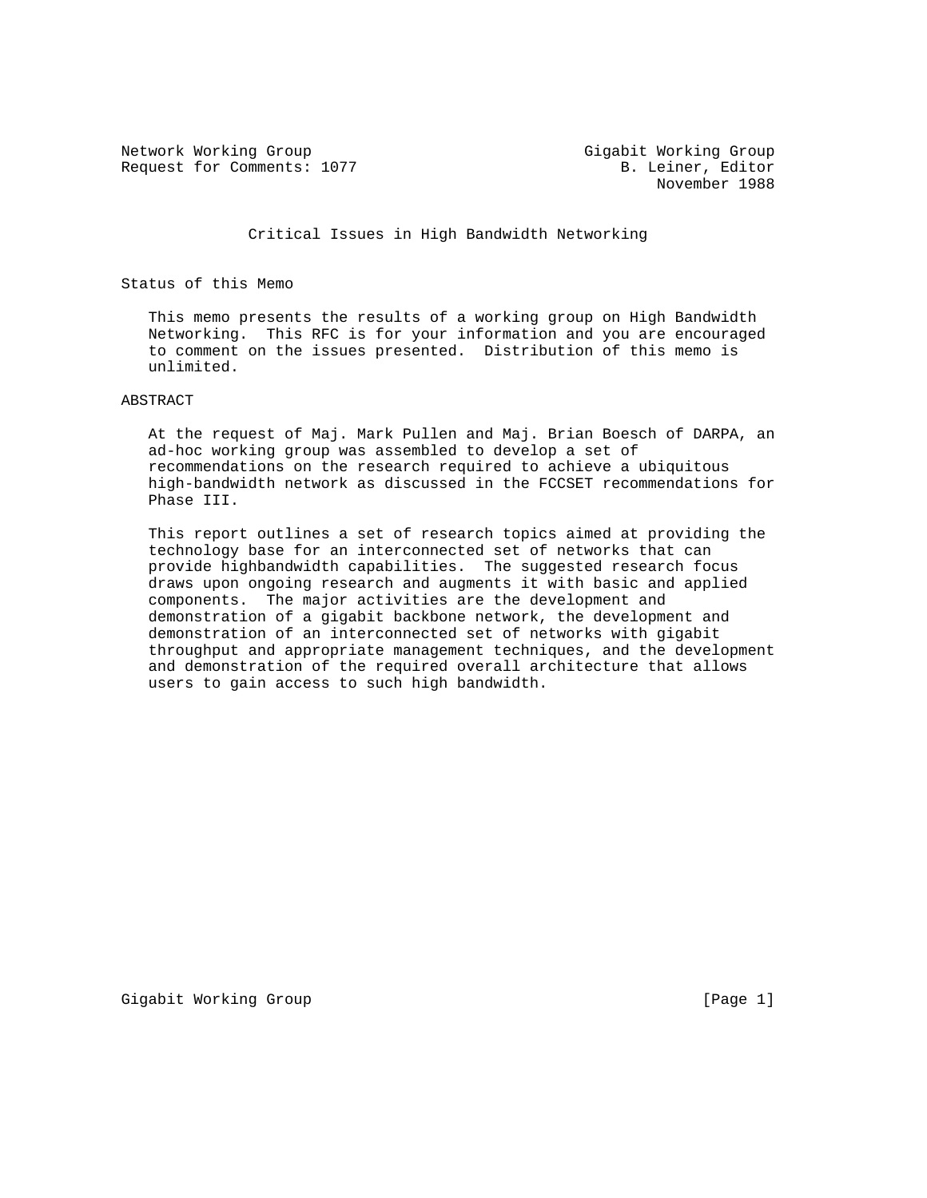Network Working Group                                    Gigabit Working Group
Request for Comments: 1077                                  B. Leiner, Editor
                                                                November 1988

# Critical Issues in High Bandwidth Networking

## Status of this Memo

This memo presents the results of a working group on High Bandwidth Networking. This RFC is for your information and you are encouraged to comment on the issues presented. Distribution of this memo is unlimited.

## ABSTRACT

At the request of Maj. Mark Pullen and Maj. Brian Boesch of DARPA, an ad-hoc working group was assembled to develop a set of recommendations on the research required to achieve a ubiquitous high-bandwidth network as discussed in the FCCSET recommendations for Phase III.

This report outlines a set of research topics aimed at providing the technology base for an interconnected set of networks that can provide highbandwidth capabilities. The suggested research focus draws upon ongoing research and augments it with basic and applied components. The major activities are the development and demonstration of a gigabit backbone network, the development and demonstration of an interconnected set of networks with gigabit throughput and appropriate management techniques, and the development and demonstration of the required overall architecture that allows users to gain access to such high bandwidth.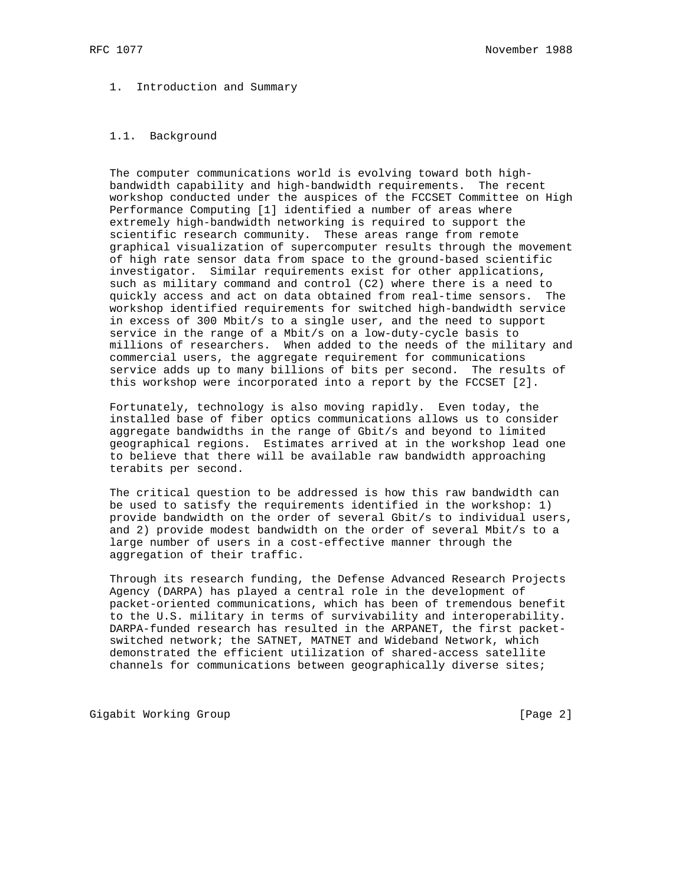# 1. Introduction and Summary

## 1.1. Background

The computer communications world is evolving toward both high-bandwidth capability and high-bandwidth requirements. The recent workshop conducted under the auspices of the FCCSET Committee on High Performance Computing [1] identified a number of areas where extremely high-bandwidth networking is required to support the scientific research community. These areas range from remote graphical visualization of supercomputer results through the movement of high rate sensor data from space to the ground-based scientific investigator. Similar requirements exist for other applications, such as military command and control (C2) where there is a need to quickly access and act on data obtained from real-time sensors. The workshop identified requirements for switched high-bandwidth service in excess of 300 Mbit/s to a single user, and the need to support service in the range of a Mbit/s on a low-duty-cycle basis to millions of researchers. When added to the needs of the military and commercial users, the aggregate requirement for communications service adds up to many billions of bits per second. The results of this workshop were incorporated into a report by the FCCSET [2].

Fortunately, technology is also moving rapidly. Even today, the installed base of fiber optics communications allows us to consider aggregate bandwidths in the range of Gbit/s and beyond to limited geographical regions. Estimates arrived at in the workshop lead one to believe that there will be available raw bandwidth approaching terabits per second.

The critical question to be addressed is how this raw bandwidth can be used to satisfy the requirements identified in the workshop: 1) provide bandwidth on the order of several Gbit/s to individual users, and 2) provide modest bandwidth on the order of several Mbit/s to a large number of users in a cost-effective manner through the aggregation of their traffic.

Through its research funding, the Defense Advanced Research Projects Agency (DARPA) has played a central role in the development of packet-oriented communications, which has been of tremendous benefit to the U.S. military in terms of survivability and interoperability. DARPA-funded research has resulted in the ARPANET, the first packet-switched network; the SATNET, MATNET and Wideband Network, which demonstrated the efficient utilization of shared-access satellite channels for communications between geographically diverse sites;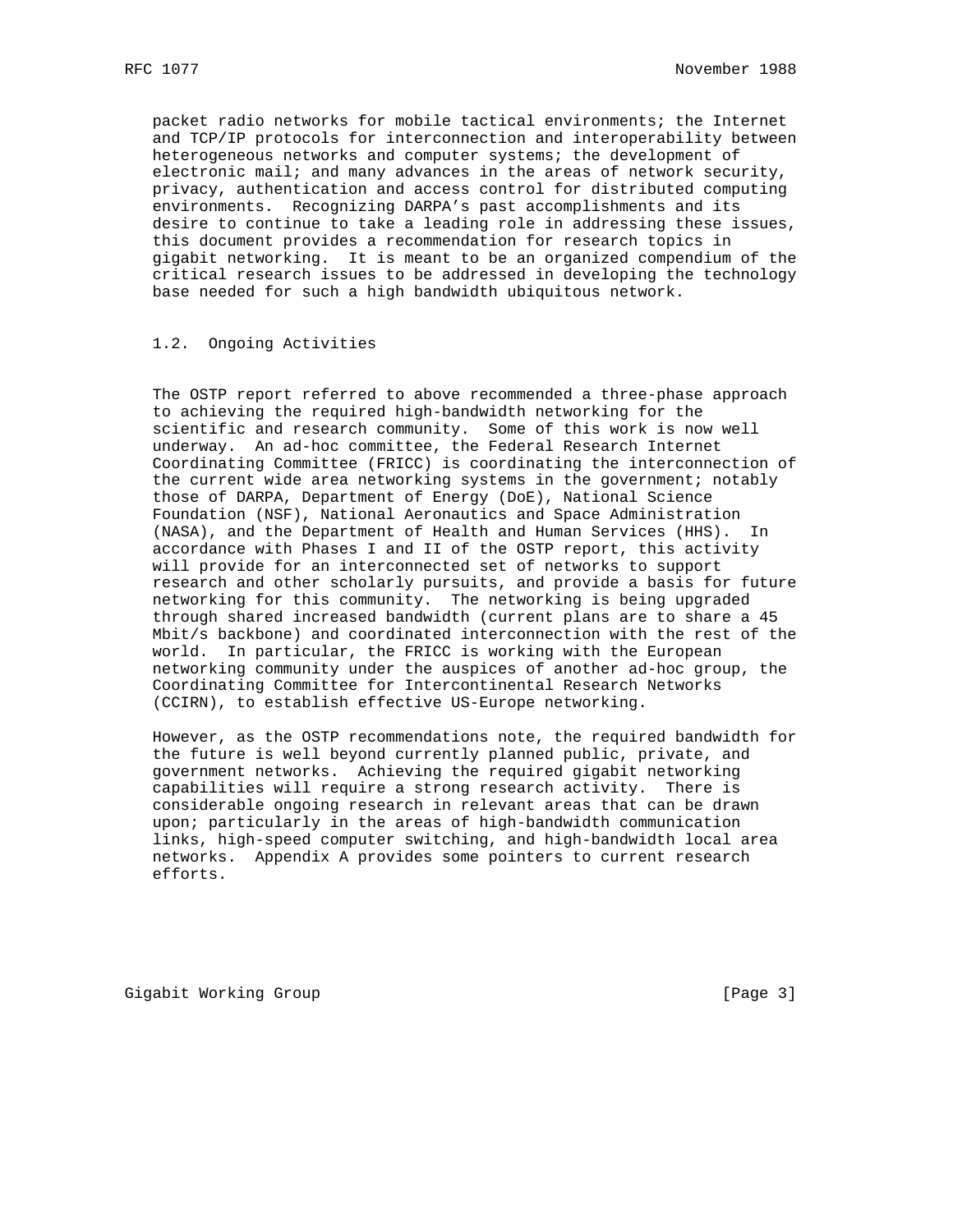packet radio networks for mobile tactical environments; the Internet and TCP/IP protocols for interconnection and interoperability between heterogeneous networks and computer systems; the development of electronic mail; and many advances in the areas of network security, privacy, authentication and access control for distributed computing environments. Recognizing DARPA's past accomplishments and its desire to continue to take a leading role in addressing these issues, this document provides a recommendation for research topics in gigabit networking. It is meant to be an organized compendium of the critical research issues to be addressed in developing the technology base needed for such a high bandwidth ubiquitous network.

### 1.2. Ongoing Activities

The OSTP report referred to above recommended a three-phase approach to achieving the required high-bandwidth networking for the scientific and research community. Some of this work is now well underway. An ad-hoc committee, the Federal Research Internet Coordinating Committee (FRICC) is coordinating the interconnection of the current wide area networking systems in the government; notably those of DARPA, Department of Energy (DoE), National Science Foundation (NSF), National Aeronautics and Space Administration (NASA), and the Department of Health and Human Services (HHS). In accordance with Phases I and II of the OSTP report, this activity will provide for an interconnected set of networks to support research and other scholarly pursuits, and provide a basis for future networking for this community. The networking is being upgraded through shared increased bandwidth (current plans are to share a 45 Mbit/s backbone) and coordinated interconnection with the rest of the world. In particular, the FRICC is working with the European networking community under the auspices of another ad-hoc group, the Coordinating Committee for Intercontinental Research Networks (CCIRN), to establish effective US-Europe networking.

However, as the OSTP recommendations note, the required bandwidth for the future is well beyond currently planned public, private, and government networks. Achieving the required gigabit networking capabilities will require a strong research activity. There is considerable ongoing research in relevant areas that can be drawn upon; particularly in the areas of high-bandwidth communication links, high-speed computer switching, and high-bandwidth local area networks. Appendix A provides some pointers to current research efforts.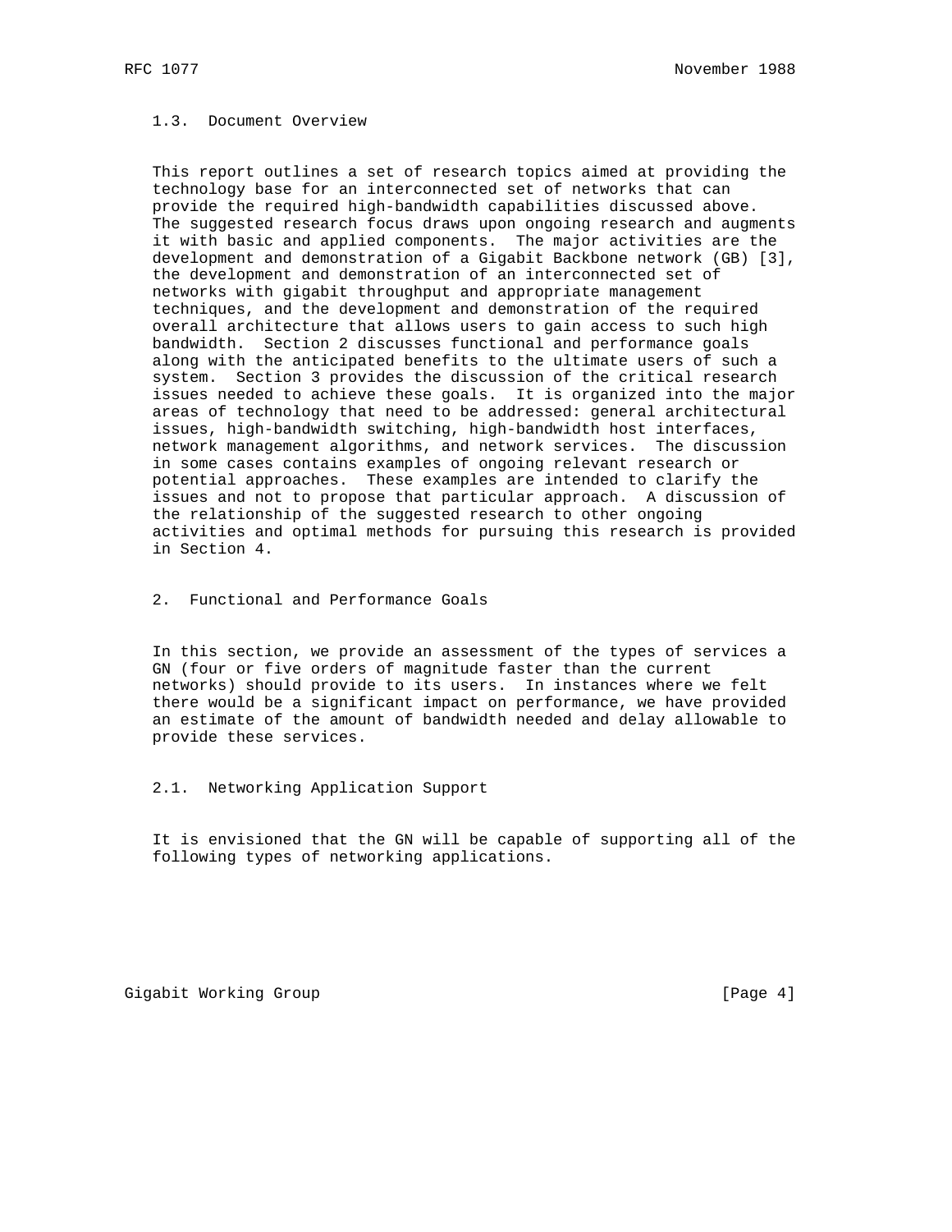### 1.3. Document Overview

This report outlines a set of research topics aimed at providing the technology base for an interconnected set of networks that can provide the required high-bandwidth capabilities discussed above. The suggested research focus draws upon ongoing research and augments it with basic and applied components. The major activities are the development and demonstration of a Gigabit Backbone network (GB) [3], the development and demonstration of an interconnected set of networks with gigabit throughput and appropriate management techniques, and the development and demonstration of the required overall architecture that allows users to gain access to such high bandwidth. Section 2 discusses functional and performance goals along with the anticipated benefits to the ultimate users of such a system. Section 3 provides the discussion of the critical research issues needed to achieve these goals. It is organized into the major areas of technology that need to be addressed: general architectural issues, high-bandwidth switching, high-bandwidth host interfaces, network management algorithms, and network services. The discussion in some cases contains examples of ongoing relevant research or potential approaches. These examples are intended to clarify the issues and not to propose that particular approach. A discussion of the relationship of the suggested research to other ongoing activities and optimal methods for pursuing this research is provided in Section 4.

## 2. Functional and Performance Goals

In this section, we provide an assessment of the types of services a GN (four or five orders of magnitude faster than the current networks) should provide to its users. In instances where we felt there would be a significant impact on performance, we have provided an estimate of the amount of bandwidth needed and delay allowable to provide these services.

### 2.1. Networking Application Support

It is envisioned that the GN will be capable of supporting all of the following types of networking applications.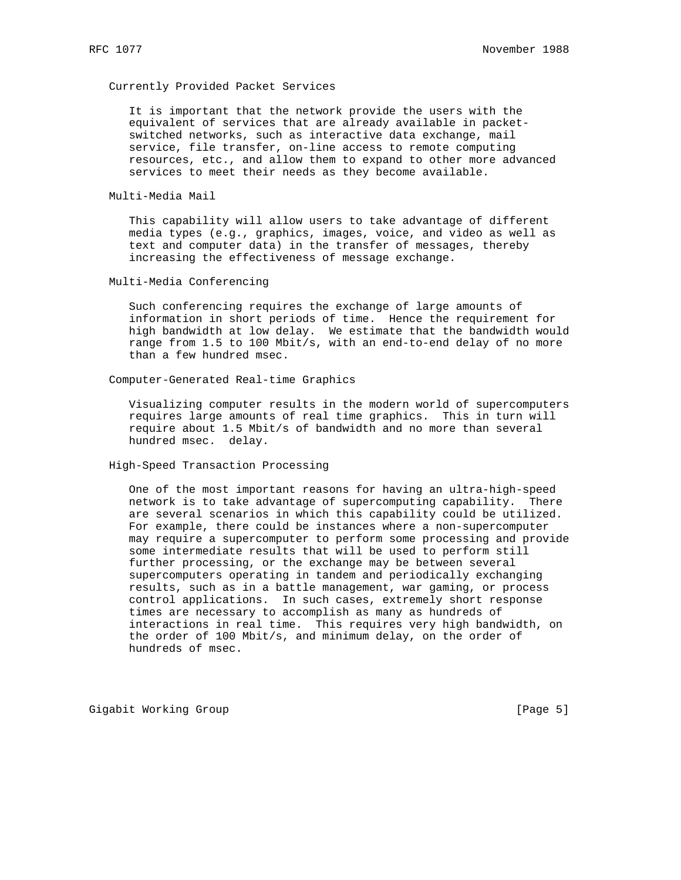### Currently Provided Packet Services

It is important that the network provide the users with the equivalent of services that are already available in packet-switched networks, such as interactive data exchange, mail service, file transfer, on-line access to remote computing resources, etc., and allow them to expand to other more advanced services to meet their needs as they become available.

### Multi-Media Mail

This capability will allow users to take advantage of different media types (e.g., graphics, images, voice, and video as well as text and computer data) in the transfer of messages, thereby increasing the effectiveness of message exchange.

### Multi-Media Conferencing

Such conferencing requires the exchange of large amounts of information in short periods of time. Hence the requirement for high bandwidth at low delay. We estimate that the bandwidth would range from 1.5 to 100 Mbit/s, with an end-to-end delay of no more than a few hundred msec.

### Computer-Generated Real-time Graphics

Visualizing computer results in the modern world of supercomputers requires large amounts of real time graphics. This in turn will require about 1.5 Mbit/s of bandwidth and no more than several hundred msec. delay.

### High-Speed Transaction Processing

One of the most important reasons for having an ultra-high-speed network is to take advantage of supercomputing capability. There are several scenarios in which this capability could be utilized. For example, there could be instances where a non-supercomputer may require a supercomputer to perform some processing and provide some intermediate results that will be used to perform still further processing, or the exchange may be between several supercomputers operating in tandem and periodically exchanging results, such as in a battle management, war gaming, or process control applications. In such cases, extremely short response times are necessary to accomplish as many as hundreds of interactions in real time. This requires very high bandwidth, on the order of 100 Mbit/s, and minimum delay, on the order of hundreds of msec.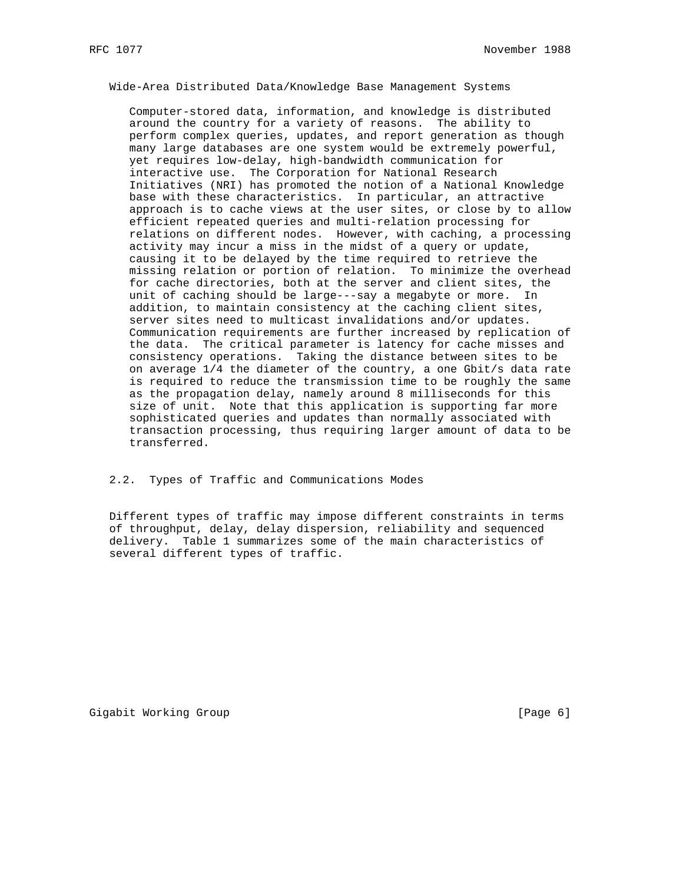### Wide-Area Distributed Data/Knowledge Base Management Systems

Computer-stored data, information, and knowledge is distributed around the country for a variety of reasons. The ability to perform complex queries, updates, and report generation as though many large databases are one system would be extremely powerful, yet requires low-delay, high-bandwidth communication for interactive use. The Corporation for National Research Initiatives (NRI) has promoted the notion of a National Knowledge base with these characteristics. In particular, an attractive approach is to cache views at the user sites, or close by to allow efficient repeated queries and multi-relation processing for relations on different nodes. However, with caching, a processing activity may incur a miss in the midst of a query or update, causing it to be delayed by the time required to retrieve the missing relation or portion of relation. To minimize the overhead for cache directories, both at the server and client sites, the unit of caching should be large---say a megabyte or more. In addition, to maintain consistency at the caching client sites, server sites need to multicast invalidations and/or updates. Communication requirements are further increased by replication of the data. The critical parameter is latency for cache misses and consistency operations. Taking the distance between sites to be on average 1/4 the diameter of the country, a one Gbit/s data rate is required to reduce the transmission time to be roughly the same as the propagation delay, namely around 8 milliseconds for this size of unit. Note that this application is supporting far more sophisticated queries and updates than normally associated with transaction processing, thus requiring larger amount of data to be transferred.

## 2.2. Types of Traffic and Communications Modes

Different types of traffic may impose different constraints in terms of throughput, delay, delay dispersion, reliability and sequenced delivery. Table 1 summarizes some of the main characteristics of several different types of traffic.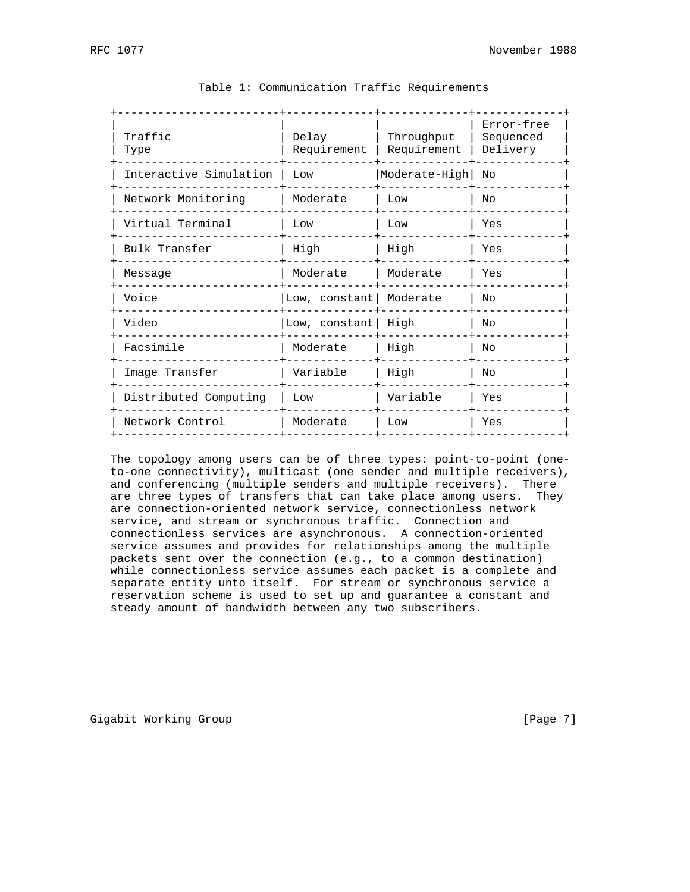Table 1: Communication Traffic Requirements

| Traffic Type | Delay Requirement | Throughput Requirement | Error-free Sequenced Delivery |
|---|---|---|---|
| Interactive Simulation | Low | Moderate-High | No |
| Network Monitoring | Moderate | Low | No |
| Virtual Terminal | Low | Low | Yes |
| Bulk Transfer | High | High | Yes |
| Message | Moderate | Moderate | Yes |
| Voice | Low, constant | Moderate | No |
| Video | Low, constant | High | No |
| Facsimile | Moderate | High | No |
| Image Transfer | Variable | High | No |
| Distributed Computing | Low | Variable | Yes |
| Network Control | Moderate | Low | Yes |

The topology among users can be of three types: point-to-point (one-to-one connectivity), multicast (one sender and multiple receivers), and conferencing (multiple senders and multiple receivers). There are three types of transfers that can take place among users. They are connection-oriented network service, connectionless network service, and stream or synchronous traffic. Connection and connectionless services are asynchronous. A connection-oriented service assumes and provides for relationships among the multiple packets sent over the connection (e.g., to a common destination) while connectionless service assumes each packet is a complete and separate entity unto itself. For stream or synchronous service a reservation scheme is used to set up and guarantee a constant and steady amount of bandwidth between any two subscribers.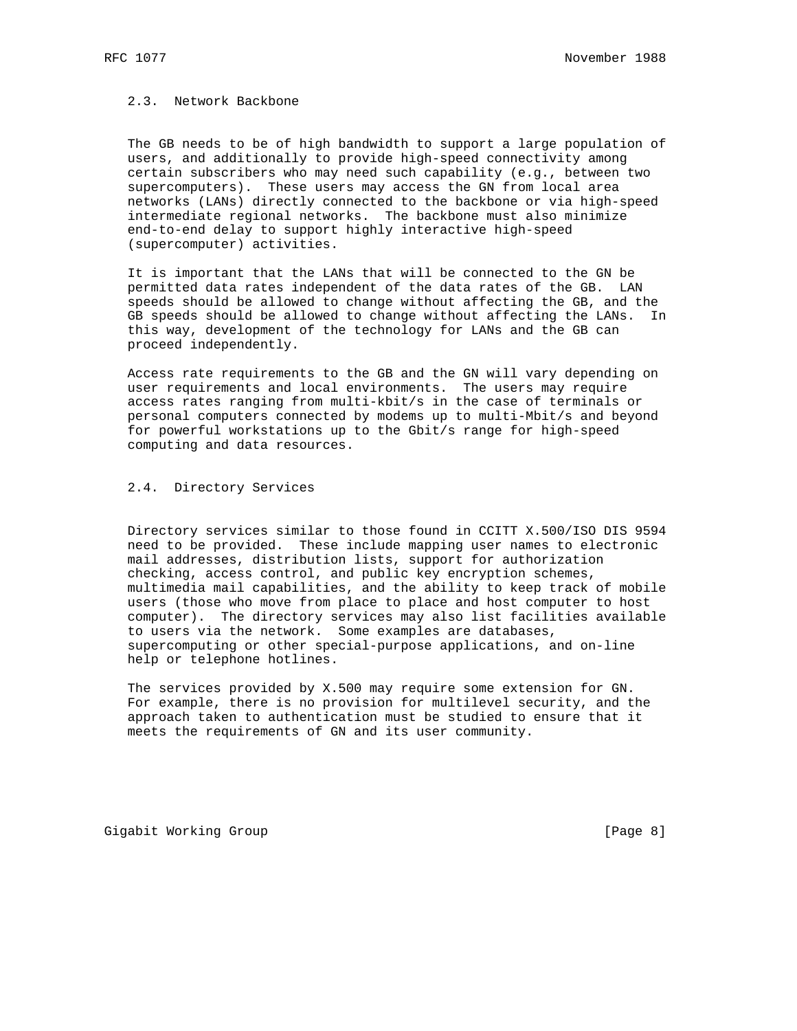### 2.3. Network Backbone

The GB needs to be of high bandwidth to support a large population of users, and additionally to provide high-speed connectivity among certain subscribers who may need such capability (e.g., between two supercomputers). These users may access the GN from local area networks (LANs) directly connected to the backbone or via high-speed intermediate regional networks. The backbone must also minimize end-to-end delay to support highly interactive high-speed (supercomputer) activities.

It is important that the LANs that will be connected to the GN be permitted data rates independent of the data rates of the GB. LAN speeds should be allowed to change without affecting the GB, and the GB speeds should be allowed to change without affecting the LANs. In this way, development of the technology for LANs and the GB can proceed independently.

Access rate requirements to the GB and the GN will vary depending on user requirements and local environments. The users may require access rates ranging from multi-kbit/s in the case of terminals or personal computers connected by modems up to multi-Mbit/s and beyond for powerful workstations up to the Gbit/s range for high-speed computing and data resources.

### 2.4. Directory Services

Directory services similar to those found in CCITT X.500/ISO DIS 9594 need to be provided. These include mapping user names to electronic mail addresses, distribution lists, support for authorization checking, access control, and public key encryption schemes, multimedia mail capabilities, and the ability to keep track of mobile users (those who move from place to place and host computer to host computer). The directory services may also list facilities available to users via the network. Some examples are databases, supercomputing or other special-purpose applications, and on-line help or telephone hotlines.

The services provided by X.500 may require some extension for GN. For example, there is no provision for multilevel security, and the approach taken to authentication must be studied to ensure that it meets the requirements of GN and its user community.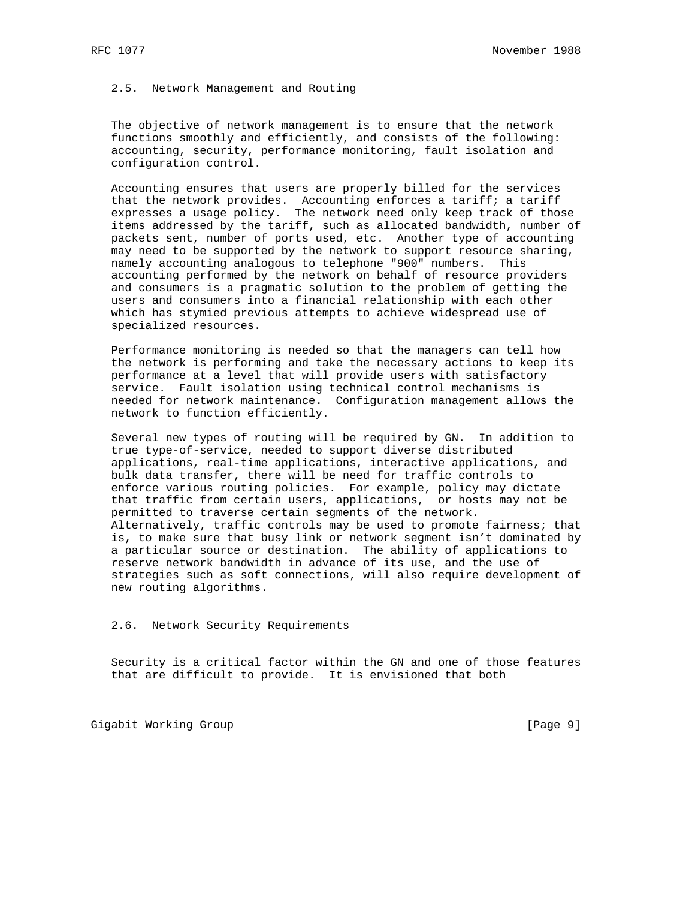## 2.5. Network Management and Routing

The objective of network management is to ensure that the network functions smoothly and efficiently, and consists of the following: accounting, security, performance monitoring, fault isolation and configuration control.

Accounting ensures that users are properly billed for the services that the network provides. Accounting enforces a tariff; a tariff expresses a usage policy. The network need only keep track of those items addressed by the tariff, such as allocated bandwidth, number of packets sent, number of ports used, etc. Another type of accounting may need to be supported by the network to support resource sharing, namely accounting analogous to telephone "900" numbers. This accounting performed by the network on behalf of resource providers and consumers is a pragmatic solution to the problem of getting the users and consumers into a financial relationship with each other which has stymied previous attempts to achieve widespread use of specialized resources.

Performance monitoring is needed so that the managers can tell how the network is performing and take the necessary actions to keep its performance at a level that will provide users with satisfactory service. Fault isolation using technical control mechanisms is needed for network maintenance. Configuration management allows the network to function efficiently.

Several new types of routing will be required by GN. In addition to true type-of-service, needed to support diverse distributed applications, real-time applications, interactive applications, and bulk data transfer, there will be need for traffic controls to enforce various routing policies. For example, policy may dictate that traffic from certain users, applications, or hosts may not be permitted to traverse certain segments of the network. Alternatively, traffic controls may be used to promote fairness; that is, to make sure that busy link or network segment isn't dominated by a particular source or destination. The ability of applications to reserve network bandwidth in advance of its use, and the use of strategies such as soft connections, will also require development of new routing algorithms.

## 2.6. Network Security Requirements

Security is a critical factor within the GN and one of those features that are difficult to provide. It is envisioned that both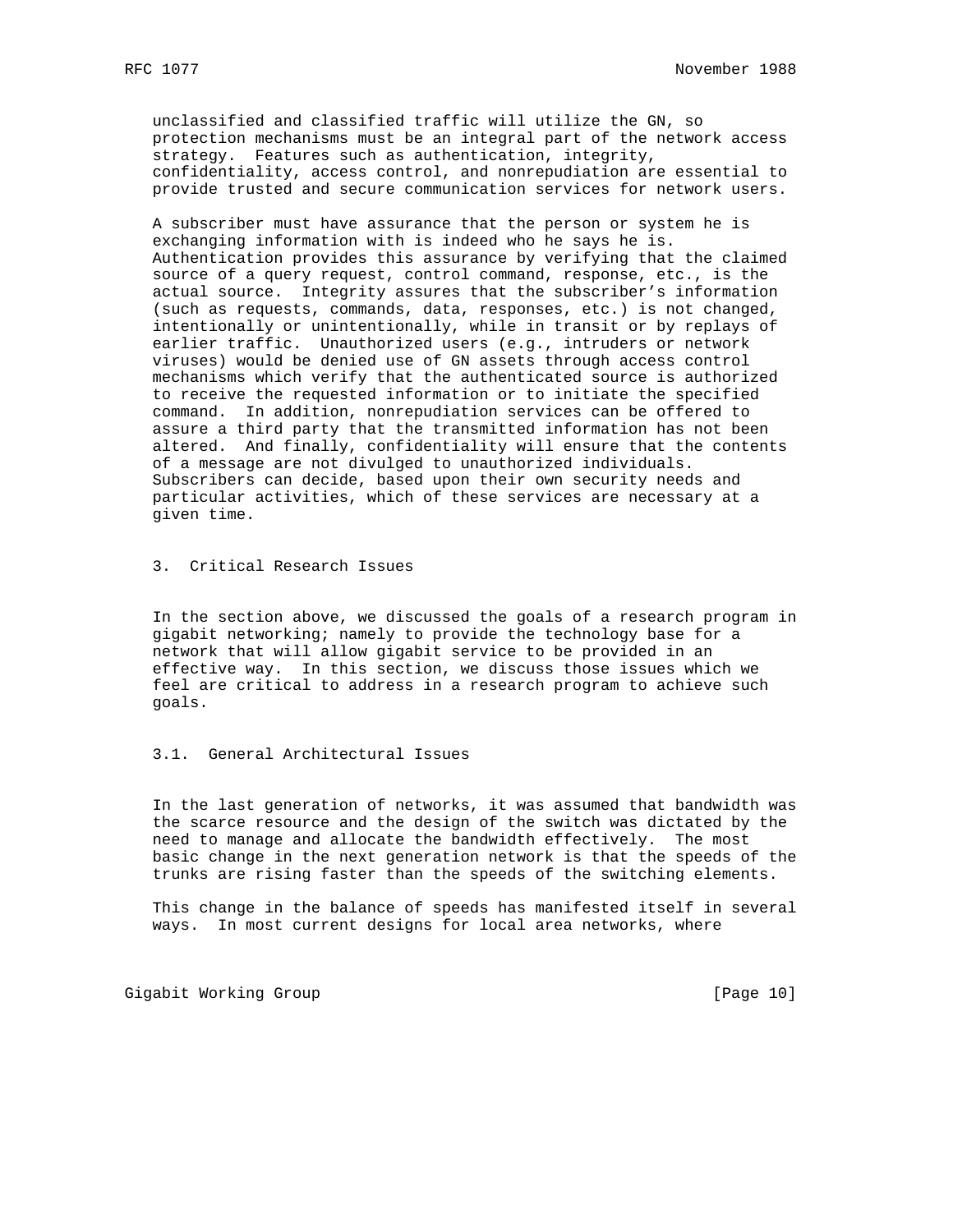unclassified and classified traffic will utilize the GN, so protection mechanisms must be an integral part of the network access strategy. Features such as authentication, integrity, confidentiality, access control, and nonrepudiation are essential to provide trusted and secure communication services for network users.

A subscriber must have assurance that the person or system he is exchanging information with is indeed who he says he is. Authentication provides this assurance by verifying that the claimed source of a query request, control command, response, etc., is the actual source. Integrity assures that the subscriber's information (such as requests, commands, data, responses, etc.) is not changed, intentionally or unintentionally, while in transit or by replays of earlier traffic. Unauthorized users (e.g., intruders or network viruses) would be denied use of GN assets through access control mechanisms which verify that the authenticated source is authorized to receive the requested information or to initiate the specified command. In addition, nonrepudiation services can be offered to assure a third party that the transmitted information has not been altered. And finally, confidentiality will ensure that the contents of a message are not divulged to unauthorized individuals. Subscribers can decide, based upon their own security needs and particular activities, which of these services are necessary at a given time.

## 3. Critical Research Issues

In the section above, we discussed the goals of a research program in gigabit networking; namely to provide the technology base for a network that will allow gigabit service to be provided in an effective way. In this section, we discuss those issues which we feel are critical to address in a research program to achieve such goals.

### 3.1. General Architectural Issues

In the last generation of networks, it was assumed that bandwidth was the scarce resource and the design of the switch was dictated by the need to manage and allocate the bandwidth effectively. The most basic change in the next generation network is that the speeds of the trunks are rising faster than the speeds of the switching elements.

This change in the balance of speeds has manifested itself in several ways. In most current designs for local area networks, where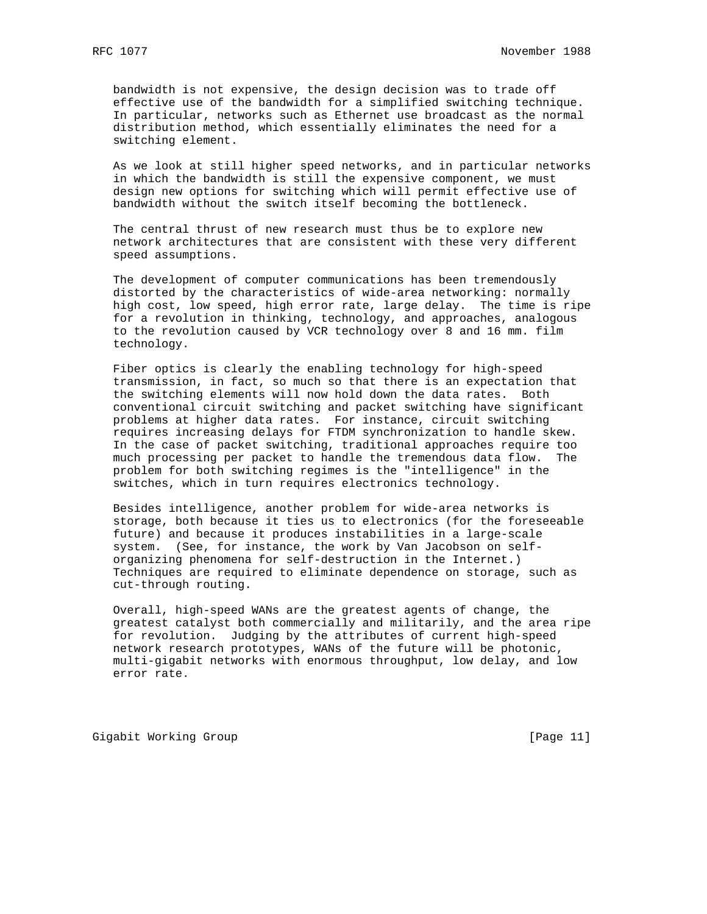bandwidth is not expensive, the design decision was to trade off effective use of the bandwidth for a simplified switching technique. In particular, networks such as Ethernet use broadcast as the normal distribution method, which essentially eliminates the need for a switching element.

As we look at still higher speed networks, and in particular networks in which the bandwidth is still the expensive component, we must design new options for switching which will permit effective use of bandwidth without the switch itself becoming the bottleneck.

The central thrust of new research must thus be to explore new network architectures that are consistent with these very different speed assumptions.

The development of computer communications has been tremendously distorted by the characteristics of wide-area networking: normally high cost, low speed, high error rate, large delay. The time is ripe for a revolution in thinking, technology, and approaches, analogous to the revolution caused by VCR technology over 8 and 16 mm. film technology.

Fiber optics is clearly the enabling technology for high-speed transmission, in fact, so much so that there is an expectation that the switching elements will now hold down the data rates. Both conventional circuit switching and packet switching have significant problems at higher data rates. For instance, circuit switching requires increasing delays for FTDM synchronization to handle skew. In the case of packet switching, traditional approaches require too much processing per packet to handle the tremendous data flow. The problem for both switching regimes is the "intelligence" in the switches, which in turn requires electronics technology.

Besides intelligence, another problem for wide-area networks is storage, both because it ties us to electronics (for the foreseeable future) and because it produces instabilities in a large-scale system. (See, for instance, the work by Van Jacobson on self-organizing phenomena for self-destruction in the Internet.) Techniques are required to eliminate dependence on storage, such as cut-through routing.

Overall, high-speed WANs are the greatest agents of change, the greatest catalyst both commercially and militarily, and the area ripe for revolution. Judging by the attributes of current high-speed network research prototypes, WANs of the future will be photonic, multi-gigabit networks with enormous throughput, low delay, and low error rate.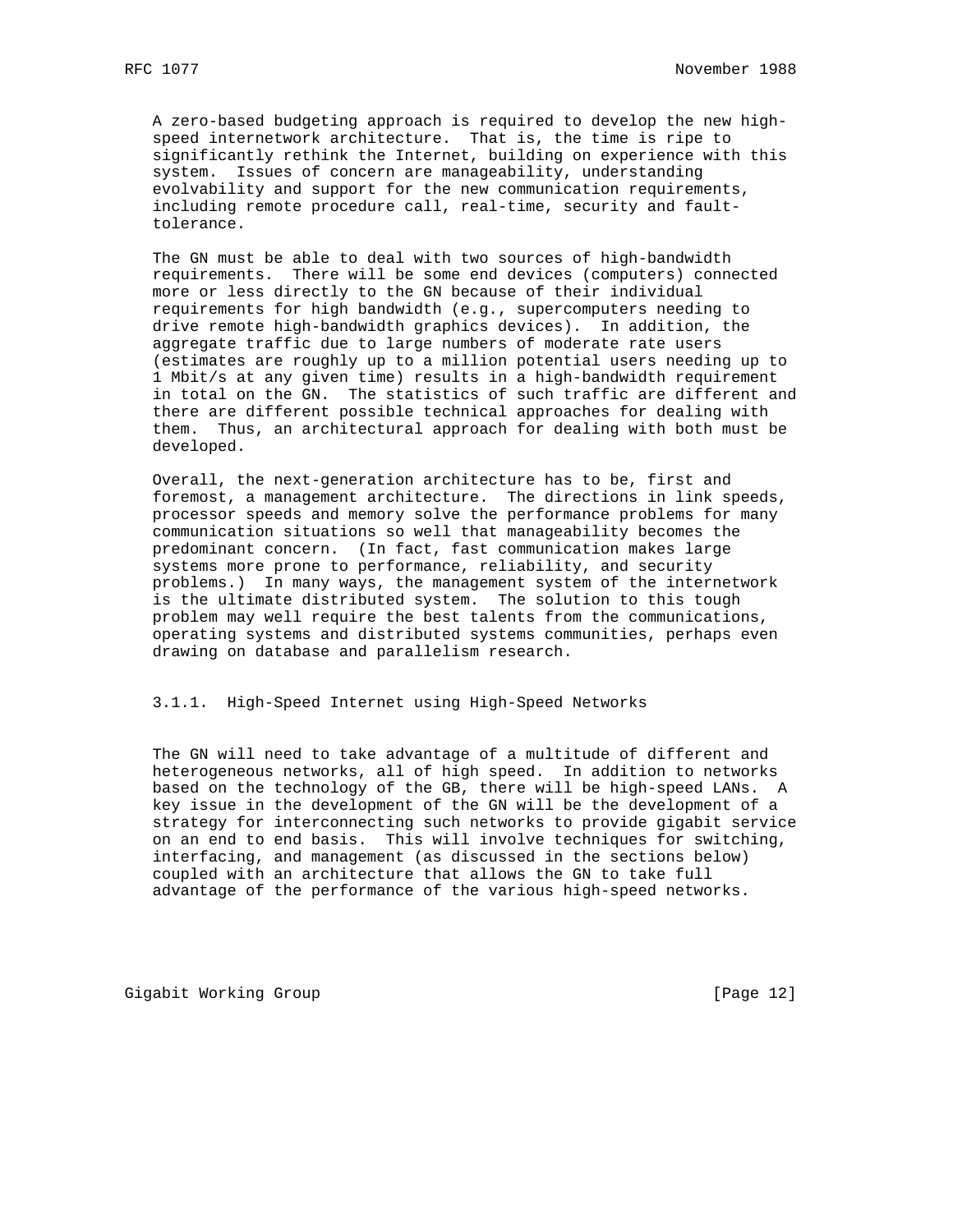A zero-based budgeting approach is required to develop the new high-speed internetwork architecture. That is, the time is ripe to significantly rethink the Internet, building on experience with this system. Issues of concern are manageability, understanding evolvability and support for the new communication requirements, including remote procedure call, real-time, security and fault-tolerance.

The GN must be able to deal with two sources of high-bandwidth requirements. There will be some end devices (computers) connected more or less directly to the GN because of their individual requirements for high bandwidth (e.g., supercomputers needing to drive remote high-bandwidth graphics devices). In addition, the aggregate traffic due to large numbers of moderate rate users (estimates are roughly up to a million potential users needing up to 1 Mbit/s at any given time) results in a high-bandwidth requirement in total on the GN. The statistics of such traffic are different and there are different possible technical approaches for dealing with them. Thus, an architectural approach for dealing with both must be developed.

Overall, the next-generation architecture has to be, first and foremost, a management architecture. The directions in link speeds, processor speeds and memory solve the performance problems for many communication situations so well that manageability becomes the predominant concern. (In fact, fast communication makes large systems more prone to performance, reliability, and security problems.) In many ways, the management system of the internetwork is the ultimate distributed system. The solution to this tough problem may well require the best talents from the communications, operating systems and distributed systems communities, perhaps even drawing on database and parallelism research.

### 3.1.1. High-Speed Internet using High-Speed Networks

The GN will need to take advantage of a multitude of different and heterogeneous networks, all of high speed. In addition to networks based on the technology of the GB, there will be high-speed LANs. A key issue in the development of the GN will be the development of a strategy for interconnecting such networks to provide gigabit service on an end to end basis. This will involve techniques for switching, interfacing, and management (as discussed in the sections below) coupled with an architecture that allows the GN to take full advantage of the performance of the various high-speed networks.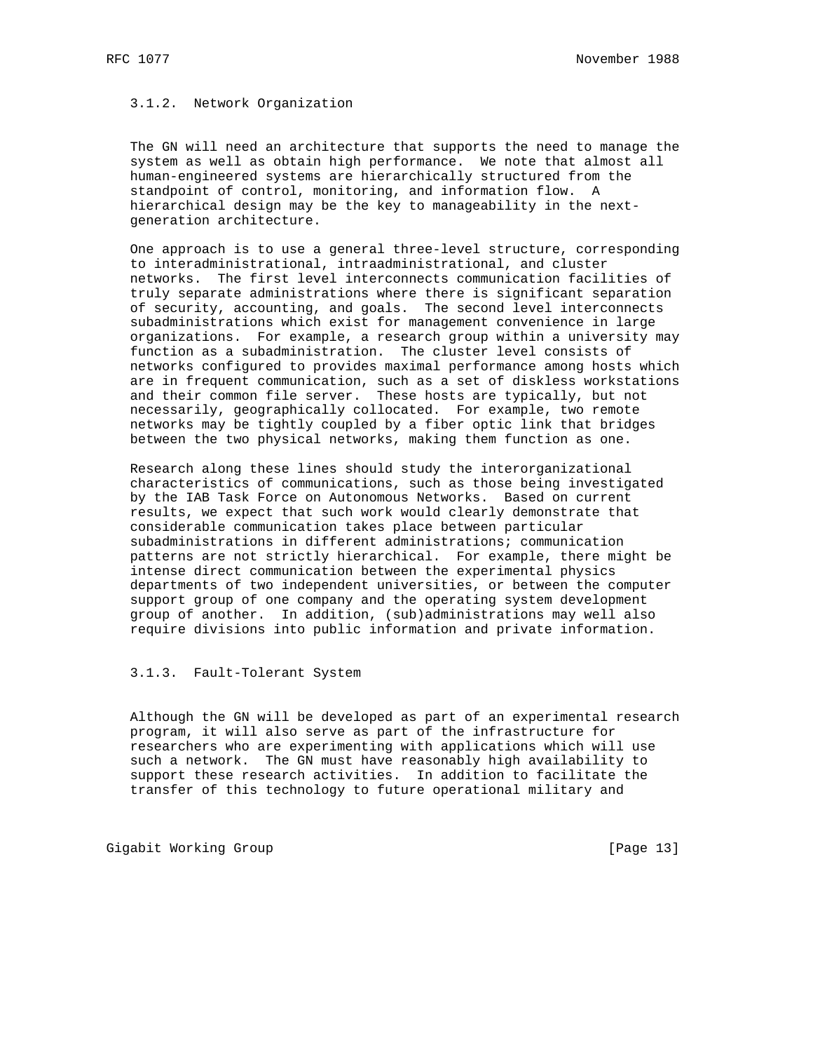### 3.1.2. Network Organization

The GN will need an architecture that supports the need to manage the system as well as obtain high performance. We note that almost all human-engineered systems are hierarchically structured from the standpoint of control, monitoring, and information flow. A hierarchical design may be the key to manageability in the next-generation architecture.

One approach is to use a general three-level structure, corresponding to interadministrational, intraadministrational, and cluster networks. The first level interconnects communication facilities of truly separate administrations where there is significant separation of security, accounting, and goals. The second level interconnects subadministrations which exist for management convenience in large organizations. For example, a research group within a university may function as a subadministration. The cluster level consists of networks configured to provides maximal performance among hosts which are in frequent communication, such as a set of diskless workstations and their common file server. These hosts are typically, but not necessarily, geographically collocated. For example, two remote networks may be tightly coupled by a fiber optic link that bridges between the two physical networks, making them function as one.

Research along these lines should study the interorganizational characteristics of communications, such as those being investigated by the IAB Task Force on Autonomous Networks. Based on current results, we expect that such work would clearly demonstrate that considerable communication takes place between particular subadministrations in different administrations; communication patterns are not strictly hierarchical. For example, there might be intense direct communication between the experimental physics departments of two independent universities, or between the computer support group of one company and the operating system development group of another. In addition, (sub)administrations may well also require divisions into public information and private information.

### 3.1.3. Fault-Tolerant System

Although the GN will be developed as part of an experimental research program, it will also serve as part of the infrastructure for researchers who are experimenting with applications which will use such a network. The GN must have reasonably high availability to support these research activities. In addition to facilitate the transfer of this technology to future operational military and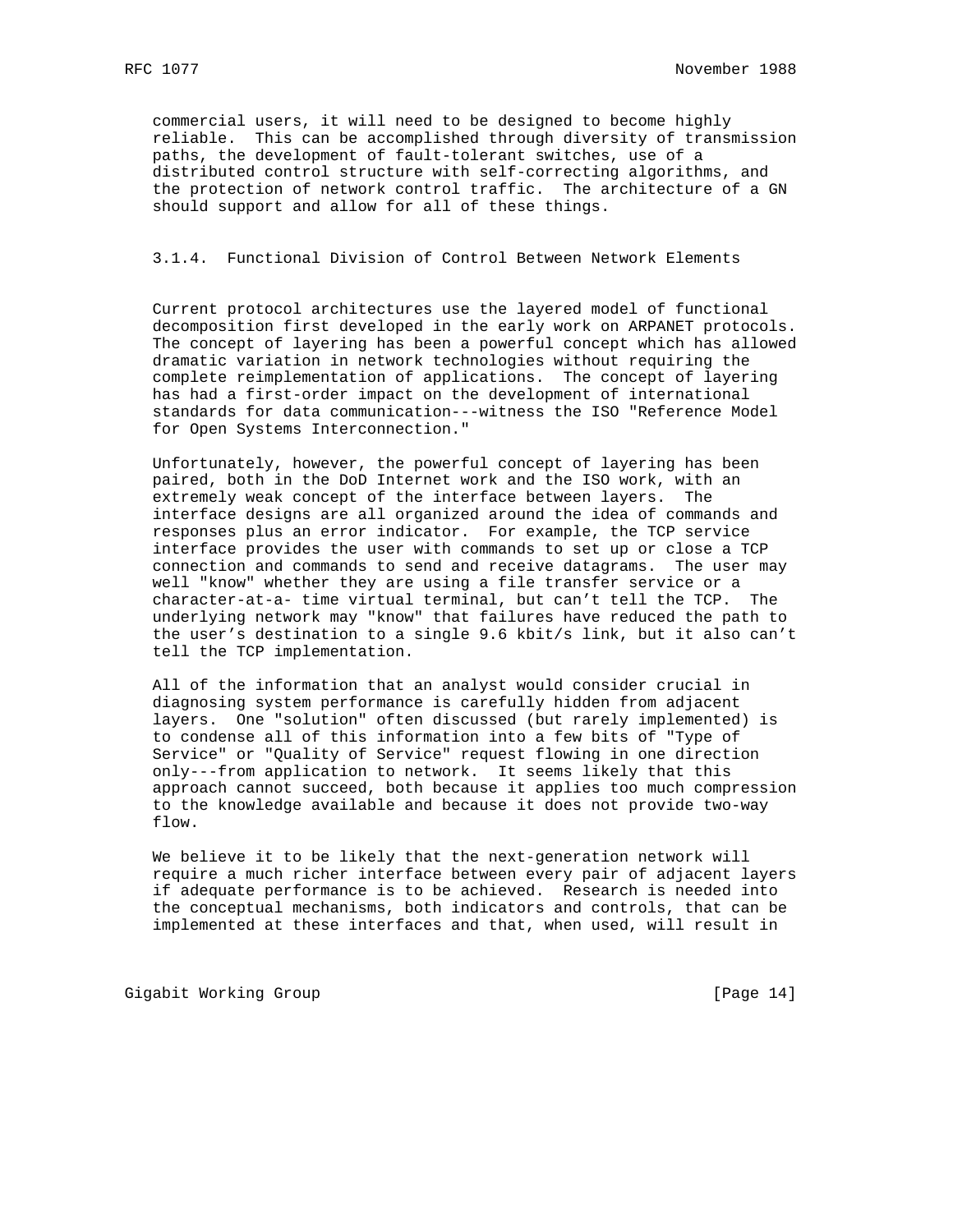commercial users, it will need to be designed to become highly reliable. This can be accomplished through diversity of transmission paths, the development of fault-tolerant switches, use of a distributed control structure with self-correcting algorithms, and the protection of network control traffic. The architecture of a GN should support and allow for all of these things.

### 3.1.4. Functional Division of Control Between Network Elements

Current protocol architectures use the layered model of functional decomposition first developed in the early work on ARPANET protocols. The concept of layering has been a powerful concept which has allowed dramatic variation in network technologies without requiring the complete reimplementation of applications. The concept of layering has had a first-order impact on the development of international standards for data communication---witness the ISO "Reference Model for Open Systems Interconnection."

Unfortunately, however, the powerful concept of layering has been paired, both in the DoD Internet work and the ISO work, with an extremely weak concept of the interface between layers. The interface designs are all organized around the idea of commands and responses plus an error indicator. For example, the TCP service interface provides the user with commands to set up or close a TCP connection and commands to send and receive datagrams. The user may well "know" whether they are using a file transfer service or a character-at-a- time virtual terminal, but can't tell the TCP. The underlying network may "know" that failures have reduced the path to the user's destination to a single 9.6 kbit/s link, but it also can't tell the TCP implementation.

All of the information that an analyst would consider crucial in diagnosing system performance is carefully hidden from adjacent layers. One "solution" often discussed (but rarely implemented) is to condense all of this information into a few bits of "Type of Service" or "Quality of Service" request flowing in one direction only---from application to network. It seems likely that this approach cannot succeed, both because it applies too much compression to the knowledge available and because it does not provide two-way flow.

We believe it to be likely that the next-generation network will require a much richer interface between every pair of adjacent layers if adequate performance is to be achieved. Research is needed into the conceptual mechanisms, both indicators and controls, that can be implemented at these interfaces and that, when used, will result in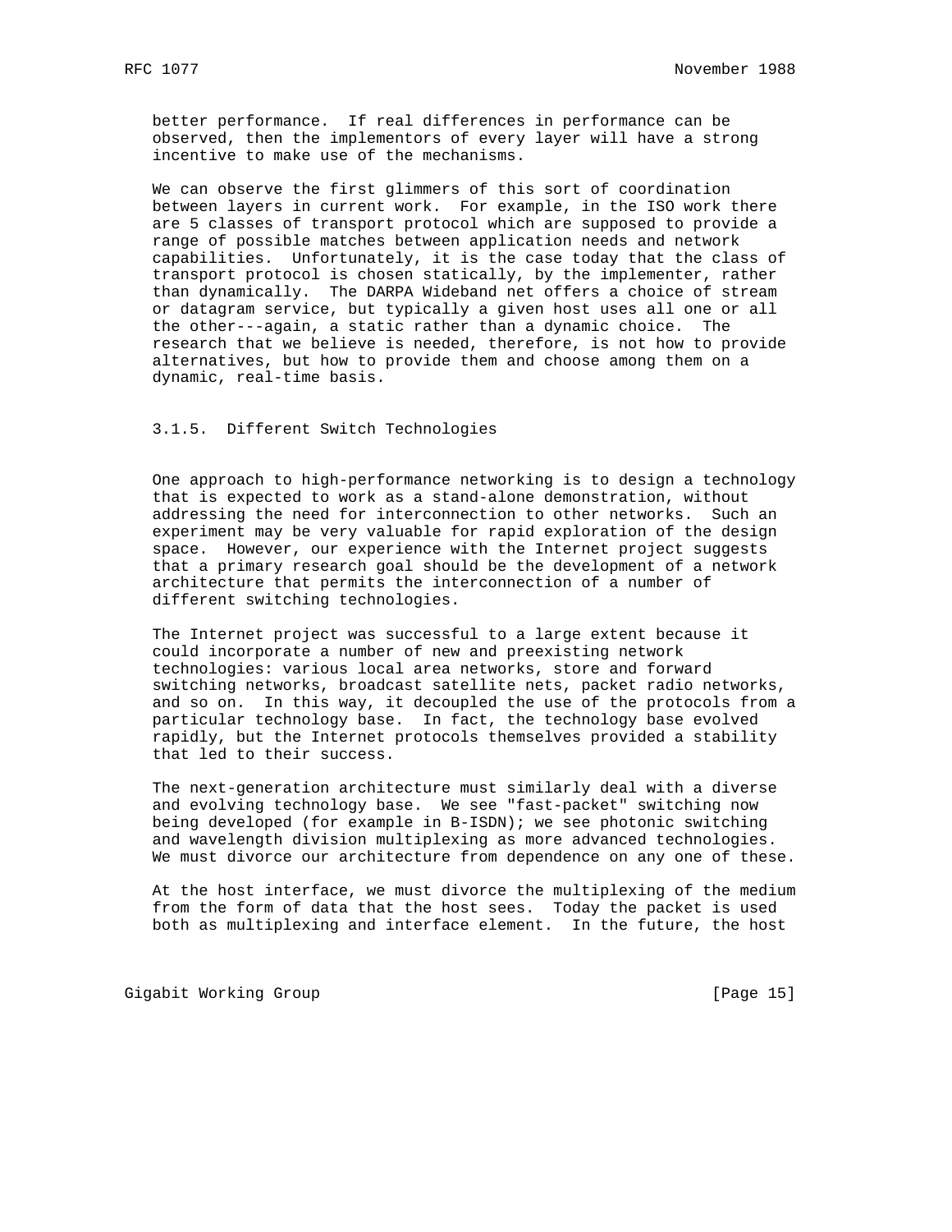better performance. If real differences in performance can be observed, then the implementors of every layer will have a strong incentive to make use of the mechanisms.

We can observe the first glimmers of this sort of coordination between layers in current work. For example, in the ISO work there are 5 classes of transport protocol which are supposed to provide a range of possible matches between application needs and network capabilities. Unfortunately, it is the case today that the class of transport protocol is chosen statically, by the implementer, rather than dynamically. The DARPA Wideband net offers a choice of stream or datagram service, but typically a given host uses all one or all the other---again, a static rather than a dynamic choice. The research that we believe is needed, therefore, is not how to provide alternatives, but how to provide them and choose among them on a dynamic, real-time basis.

### 3.1.5. Different Switch Technologies

One approach to high-performance networking is to design a technology that is expected to work as a stand-alone demonstration, without addressing the need for interconnection to other networks. Such an experiment may be very valuable for rapid exploration of the design space. However, our experience with the Internet project suggests that a primary research goal should be the development of a network architecture that permits the interconnection of a number of different switching technologies.

The Internet project was successful to a large extent because it could incorporate a number of new and preexisting network technologies: various local area networks, store and forward switching networks, broadcast satellite nets, packet radio networks, and so on. In this way, it decoupled the use of the protocols from a particular technology base. In fact, the technology base evolved rapidly, but the Internet protocols themselves provided a stability that led to their success.

The next-generation architecture must similarly deal with a diverse and evolving technology base. We see "fast-packet" switching now being developed (for example in B-ISDN); we see photonic switching and wavelength division multiplexing as more advanced technologies. We must divorce our architecture from dependence on any one of these.

At the host interface, we must divorce the multiplexing of the medium from the form of data that the host sees. Today the packet is used both as multiplexing and interface element. In the future, the host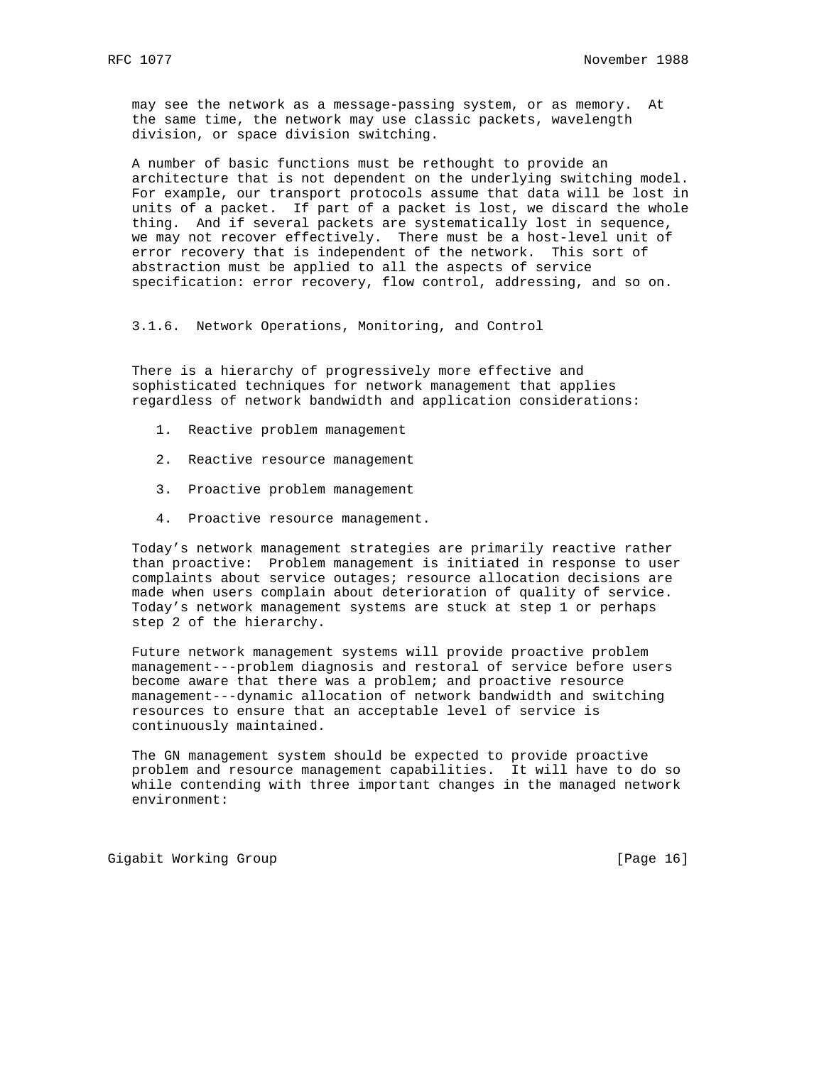may see the network as a message-passing system, or as memory. At the same time, the network may use classic packets, wavelength division, or space division switching.

A number of basic functions must be rethought to provide an architecture that is not dependent on the underlying switching model. For example, our transport protocols assume that data will be lost in units of a packet. If part of a packet is lost, we discard the whole thing. And if several packets are systematically lost in sequence, we may not recover effectively. There must be a host-level unit of error recovery that is independent of the network. This sort of abstraction must be applied to all the aspects of service specification: error recovery, flow control, addressing, and so on.

### 3.1.6. Network Operations, Monitoring, and Control

There is a hierarchy of progressively more effective and sophisticated techniques for network management that applies regardless of network bandwidth and application considerations:

1. Reactive problem management
2. Reactive resource management
3. Proactive problem management
4. Proactive resource management.

Today's network management strategies are primarily reactive rather than proactive: Problem management is initiated in response to user complaints about service outages; resource allocation decisions are made when users complain about deterioration of quality of service. Today's network management systems are stuck at step 1 or perhaps step 2 of the hierarchy.

Future network management systems will provide proactive problem management---problem diagnosis and restoral of service before users become aware that there was a problem; and proactive resource management---dynamic allocation of network bandwidth and switching resources to ensure that an acceptable level of service is continuously maintained.

The GN management system should be expected to provide proactive problem and resource management capabilities. It will have to do so while contending with three important changes in the managed network environment: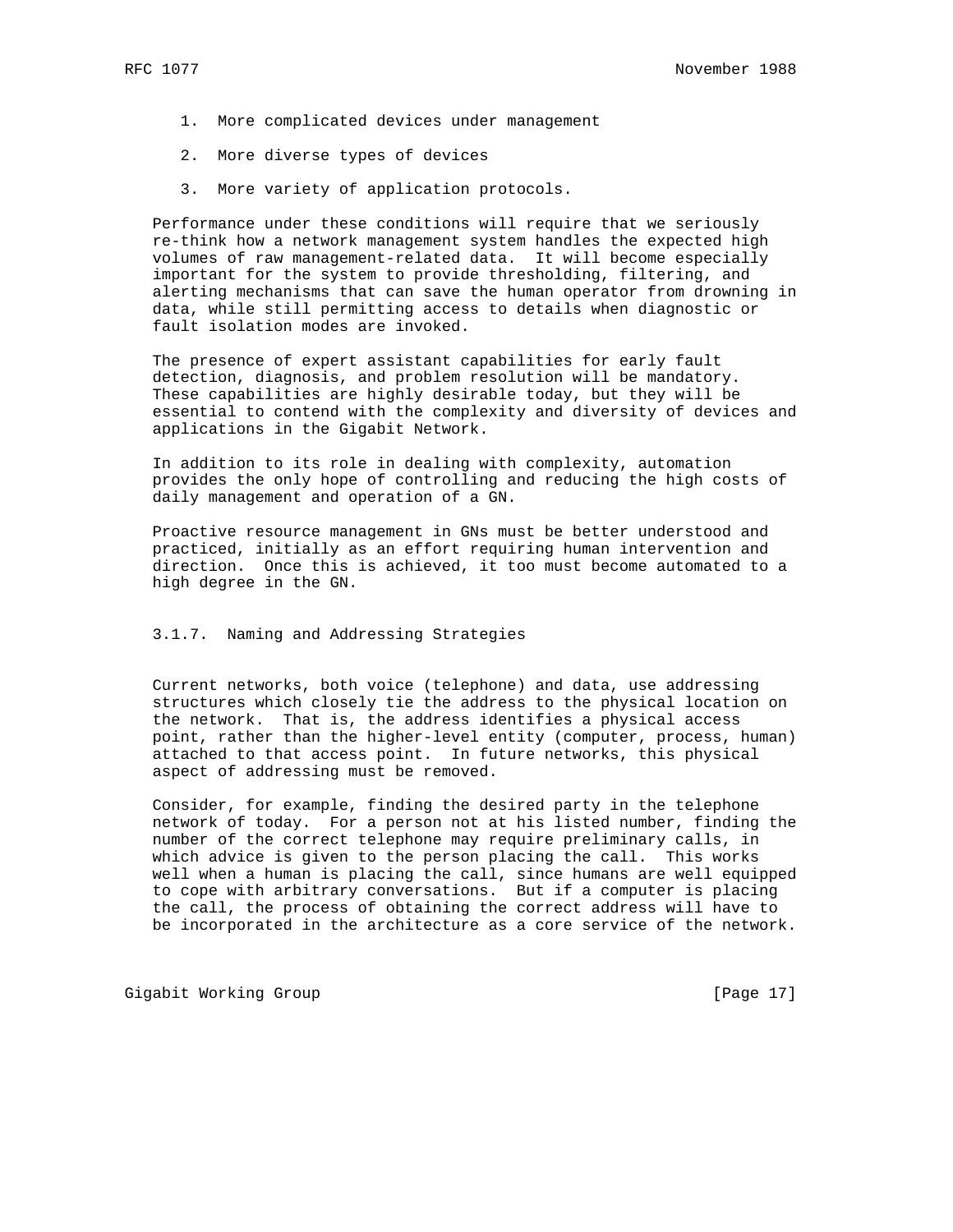1. More complicated devices under management
2. More diverse types of devices
3. More variety of application protocols.

Performance under these conditions will require that we seriously re-think how a network management system handles the expected high volumes of raw management-related data. It will become especially important for the system to provide thresholding, filtering, and alerting mechanisms that can save the human operator from drowning in data, while still permitting access to details when diagnostic or fault isolation modes are invoked.

The presence of expert assistant capabilities for early fault detection, diagnosis, and problem resolution will be mandatory. These capabilities are highly desirable today, but they will be essential to contend with the complexity and diversity of devices and applications in the Gigabit Network.

In addition to its role in dealing with complexity, automation provides the only hope of controlling and reducing the high costs of daily management and operation of a GN.

Proactive resource management in GNs must be better understood and practiced, initially as an effort requiring human intervention and direction. Once this is achieved, it too must become automated to a high degree in the GN.

### 3.1.7. Naming and Addressing Strategies

Current networks, both voice (telephone) and data, use addressing structures which closely tie the address to the physical location on the network. That is, the address identifies a physical access point, rather than the higher-level entity (computer, process, human) attached to that access point. In future networks, this physical aspect of addressing must be removed.

Consider, for example, finding the desired party in the telephone network of today. For a person not at his listed number, finding the number of the correct telephone may require preliminary calls, in which advice is given to the person placing the call. This works well when a human is placing the call, since humans are well equipped to cope with arbitrary conversations. But if a computer is placing the call, the process of obtaining the correct address will have to be incorporated in the architecture as a core service of the network.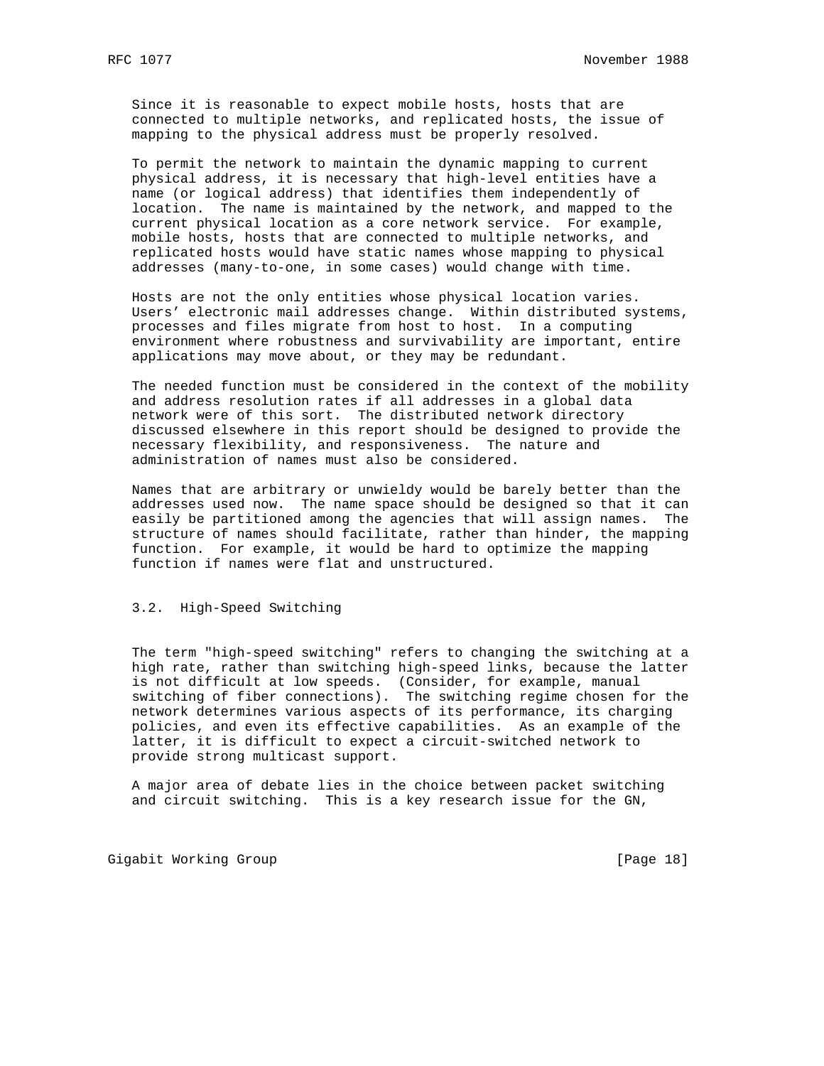Since it is reasonable to expect mobile hosts, hosts that are connected to multiple networks, and replicated hosts, the issue of mapping to the physical address must be properly resolved.

To permit the network to maintain the dynamic mapping to current physical address, it is necessary that high-level entities have a name (or logical address) that identifies them independently of location. The name is maintained by the network, and mapped to the current physical location as a core network service. For example, mobile hosts, hosts that are connected to multiple networks, and replicated hosts would have static names whose mapping to physical addresses (many-to-one, in some cases) would change with time.

Hosts are not the only entities whose physical location varies. Users' electronic mail addresses change. Within distributed systems, processes and files migrate from host to host. In a computing environment where robustness and survivability are important, entire applications may move about, or they may be redundant.

The needed function must be considered in the context of the mobility and address resolution rates if all addresses in a global data network were of this sort. The distributed network directory discussed elsewhere in this report should be designed to provide the necessary flexibility, and responsiveness. The nature and administration of names must also be considered.

Names that are arbitrary or unwieldy would be barely better than the addresses used now. The name space should be designed so that it can easily be partitioned among the agencies that will assign names. The structure of names should facilitate, rather than hinder, the mapping function. For example, it would be hard to optimize the mapping function if names were flat and unstructured.

## 3.2. High-Speed Switching

The term "high-speed switching" refers to changing the switching at a high rate, rather than switching high-speed links, because the latter is not difficult at low speeds. (Consider, for example, manual switching of fiber connections). The switching regime chosen for the network determines various aspects of its performance, its charging policies, and even its effective capabilities. As an example of the latter, it is difficult to expect a circuit-switched network to provide strong multicast support.

A major area of debate lies in the choice between packet switching and circuit switching. This is a key research issue for the GN,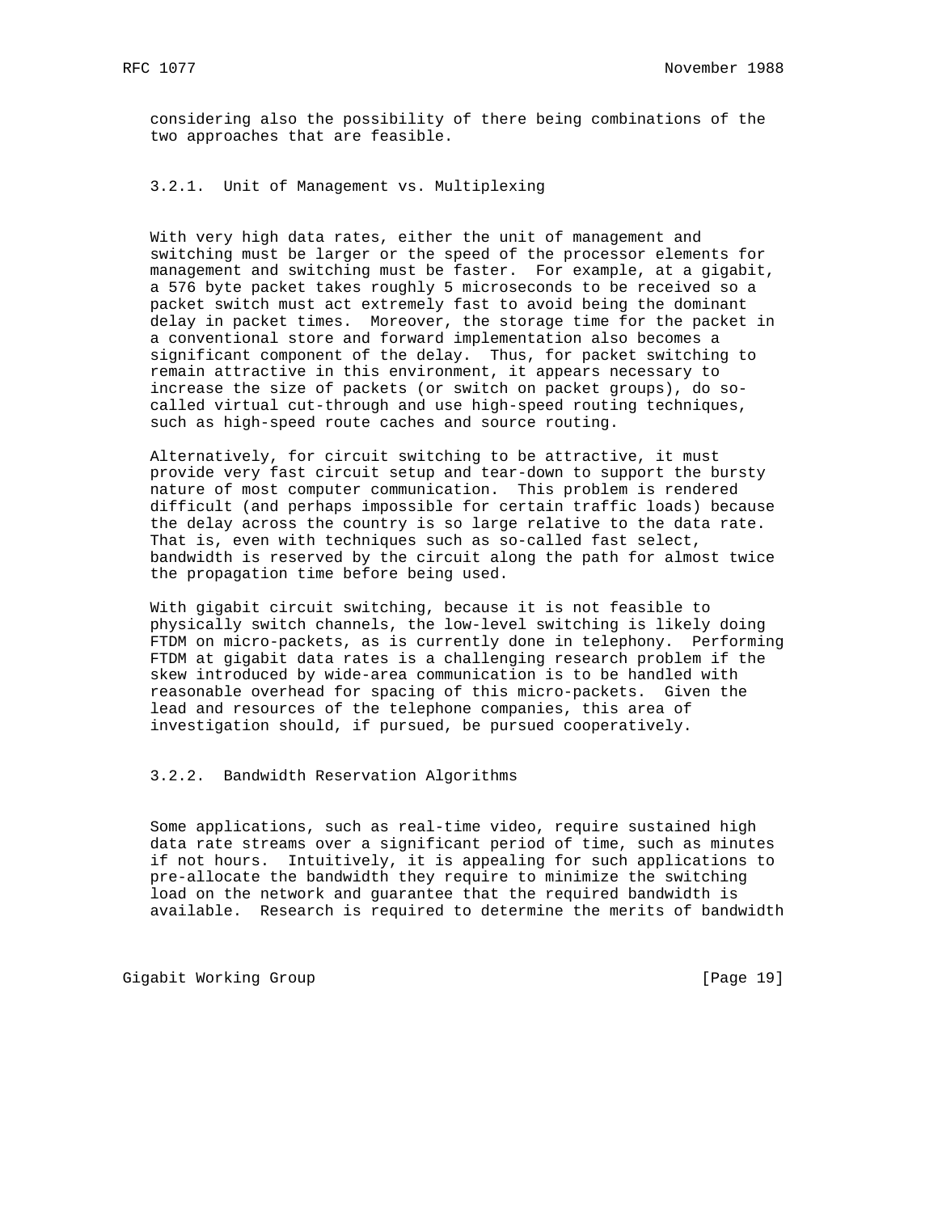considering also the possibility of there being combinations of the two approaches that are feasible.

### 3.2.1. Unit of Management vs. Multiplexing

With very high data rates, either the unit of management and switching must be larger or the speed of the processor elements for management and switching must be faster. For example, at a gigabit, a 576 byte packet takes roughly 5 microseconds to be received so a packet switch must act extremely fast to avoid being the dominant delay in packet times. Moreover, the storage time for the packet in a conventional store and forward implementation also becomes a significant component of the delay. Thus, for packet switching to remain attractive in this environment, it appears necessary to increase the size of packets (or switch on packet groups), do so-called virtual cut-through and use high-speed routing techniques, such as high-speed route caches and source routing.

Alternatively, for circuit switching to be attractive, it must provide very fast circuit setup and tear-down to support the bursty nature of most computer communication. This problem is rendered difficult (and perhaps impossible for certain traffic loads) because the delay across the country is so large relative to the data rate. That is, even with techniques such as so-called fast select, bandwidth is reserved by the circuit along the path for almost twice the propagation time before being used.

With gigabit circuit switching, because it is not feasible to physically switch channels, the low-level switching is likely doing FTDM on micro-packets, as is currently done in telephony. Performing FTDM at gigabit data rates is a challenging research problem if the skew introduced by wide-area communication is to be handled with reasonable overhead for spacing of this micro-packets. Given the lead and resources of the telephone companies, this area of investigation should, if pursued, be pursued cooperatively.

### 3.2.2. Bandwidth Reservation Algorithms

Some applications, such as real-time video, require sustained high data rate streams over a significant period of time, such as minutes if not hours. Intuitively, it is appealing for such applications to pre-allocate the bandwidth they require to minimize the switching load on the network and guarantee that the required bandwidth is available. Research is required to determine the merits of bandwidth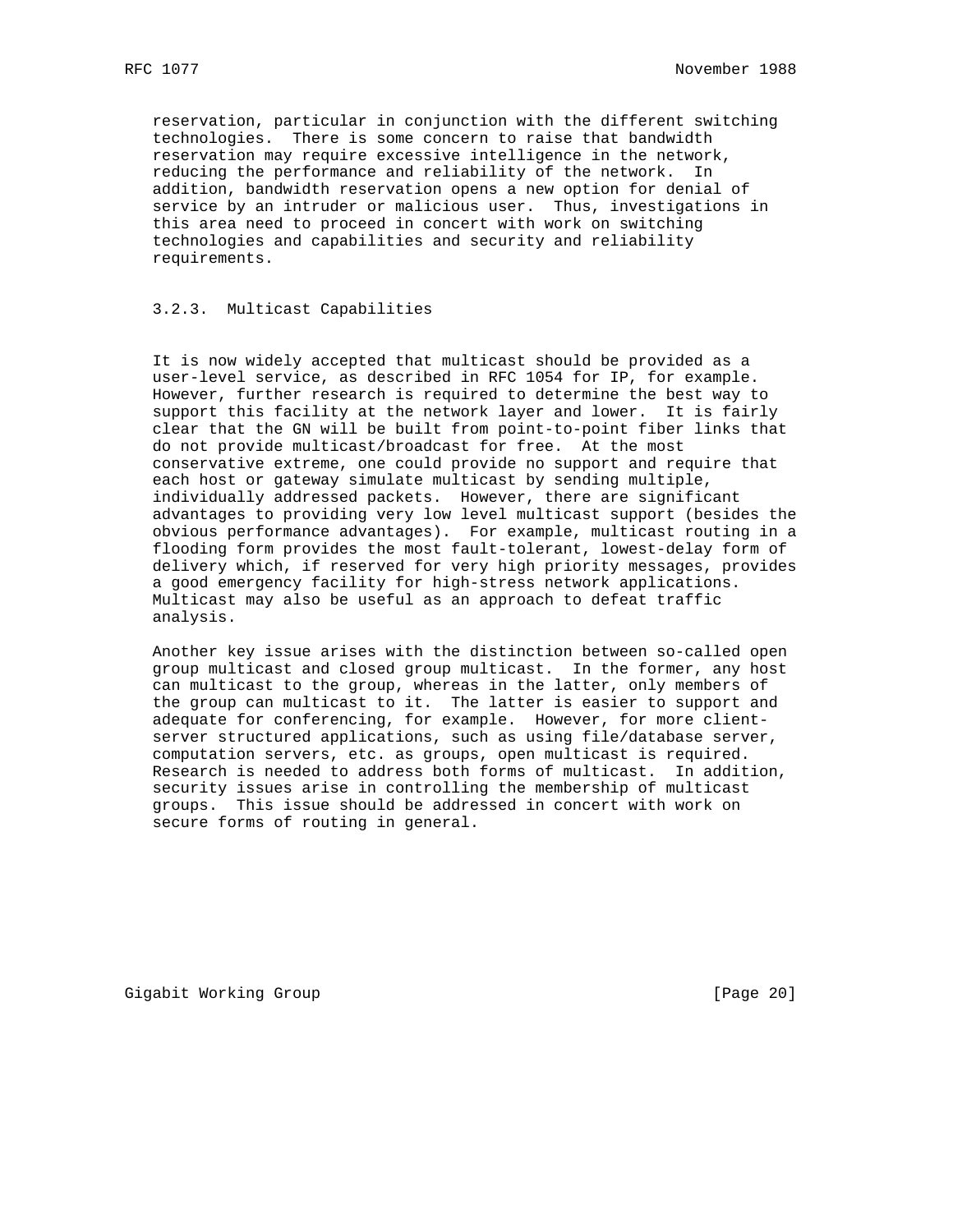reservation, particular in conjunction with the different switching technologies. There is some concern to raise that bandwidth reservation may require excessive intelligence in the network, reducing the performance and reliability of the network. In addition, bandwidth reservation opens a new option for denial of service by an intruder or malicious user. Thus, investigations in this area need to proceed in concert with work on switching technologies and capabilities and security and reliability requirements.

### 3.2.3. Multicast Capabilities

It is now widely accepted that multicast should be provided as a user-level service, as described in RFC 1054 for IP, for example. However, further research is required to determine the best way to support this facility at the network layer and lower. It is fairly clear that the GN will be built from point-to-point fiber links that do not provide multicast/broadcast for free. At the most conservative extreme, one could provide no support and require that each host or gateway simulate multicast by sending multiple, individually addressed packets. However, there are significant advantages to providing very low level multicast support (besides the obvious performance advantages). For example, multicast routing in a flooding form provides the most fault-tolerant, lowest-delay form of delivery which, if reserved for very high priority messages, provides a good emergency facility for high-stress network applications. Multicast may also be useful as an approach to defeat traffic analysis.

Another key issue arises with the distinction between so-called open group multicast and closed group multicast. In the former, any host can multicast to the group, whereas in the latter, only members of the group can multicast to it. The latter is easier to support and adequate for conferencing, for example. However, for more client-server structured applications, such as using file/database server, computation servers, etc. as groups, open multicast is required. Research is needed to address both forms of multicast. In addition, security issues arise in controlling the membership of multicast groups. This issue should be addressed in concert with work on secure forms of routing in general.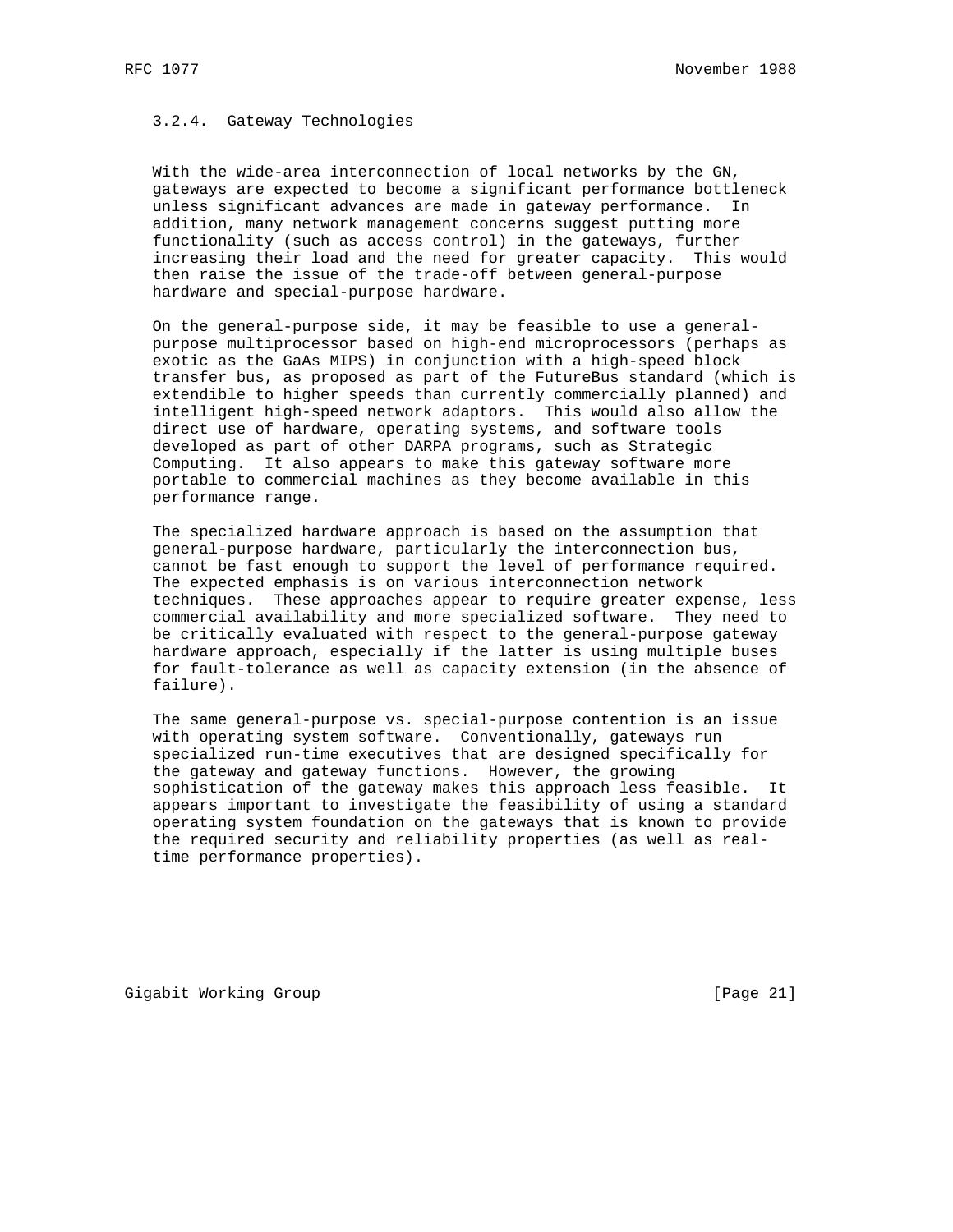### 3.2.4. Gateway Technologies

With the wide-area interconnection of local networks by the GN, gateways are expected to become a significant performance bottleneck unless significant advances are made in gateway performance. In addition, many network management concerns suggest putting more functionality (such as access control) in the gateways, further increasing their load and the need for greater capacity. This would then raise the issue of the trade-off between general-purpose hardware and special-purpose hardware.

On the general-purpose side, it may be feasible to use a general-purpose multiprocessor based on high-end microprocessors (perhaps as exotic as the GaAs MIPS) in conjunction with a high-speed block transfer bus, as proposed as part of the FutureBus standard (which is extendible to higher speeds than currently commercially planned) and intelligent high-speed network adaptors. This would also allow the direct use of hardware, operating systems, and software tools developed as part of other DARPA programs, such as Strategic Computing. It also appears to make this gateway software more portable to commercial machines as they become available in this performance range.

The specialized hardware approach is based on the assumption that general-purpose hardware, particularly the interconnection bus, cannot be fast enough to support the level of performance required. The expected emphasis is on various interconnection network techniques. These approaches appear to require greater expense, less commercial availability and more specialized software. They need to be critically evaluated with respect to the general-purpose gateway hardware approach, especially if the latter is using multiple buses for fault-tolerance as well as capacity extension (in the absence of failure).

The same general-purpose vs. special-purpose contention is an issue with operating system software. Conventionally, gateways run specialized run-time executives that are designed specifically for the gateway and gateway functions. However, the growing sophistication of the gateway makes this approach less feasible. It appears important to investigate the feasibility of using a standard operating system foundation on the gateways that is known to provide the required security and reliability properties (as well as real-time performance properties).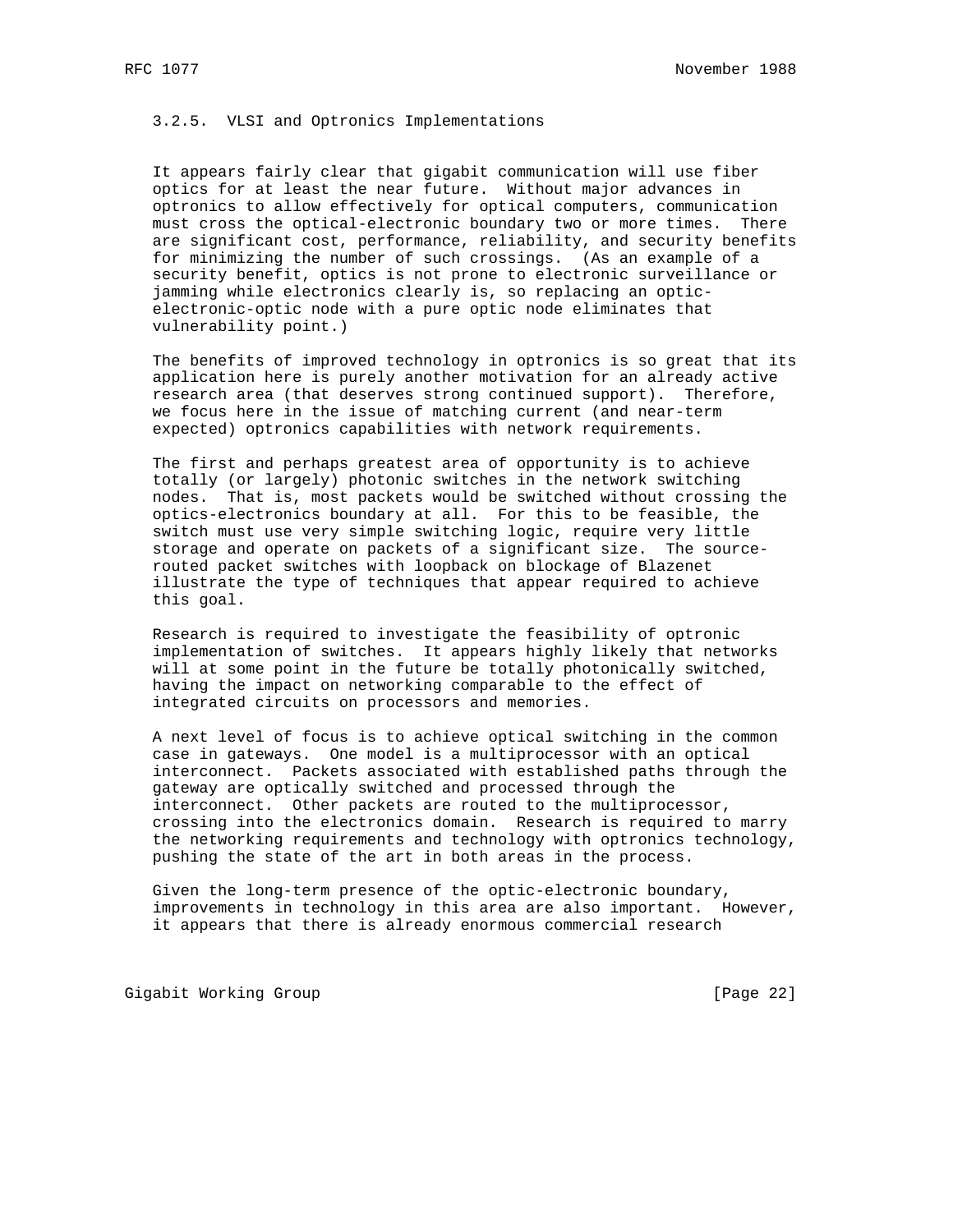### 3.2.5. VLSI and Optronics Implementations

It appears fairly clear that gigabit communication will use fiber optics for at least the near future. Without major advances in optronics to allow effectively for optical computers, communication must cross the optical-electronic boundary two or more times. There are significant cost, performance, reliability, and security benefits for minimizing the number of such crossings. (As an example of a security benefit, optics is not prone to electronic surveillance or jamming while electronics clearly is, so replacing an optic-electronic-optic node with a pure optic node eliminates that vulnerability point.)

The benefits of improved technology in optronics is so great that its application here is purely another motivation for an already active research area (that deserves strong continued support). Therefore, we focus here in the issue of matching current (and near-term expected) optronics capabilities with network requirements.

The first and perhaps greatest area of opportunity is to achieve totally (or largely) photonic switches in the network switching nodes. That is, most packets would be switched without crossing the optics-electronics boundary at all. For this to be feasible, the switch must use very simple switching logic, require very little storage and operate on packets of a significant size. The source-routed packet switches with loopback on blockage of Blazenet illustrate the type of techniques that appear required to achieve this goal.

Research is required to investigate the feasibility of optronic implementation of switches. It appears highly likely that networks will at some point in the future be totally photonically switched, having the impact on networking comparable to the effect of integrated circuits on processors and memories.

A next level of focus is to achieve optical switching in the common case in gateways. One model is a multiprocessor with an optical interconnect. Packets associated with established paths through the gateway are optically switched and processed through the interconnect. Other packets are routed to the multiprocessor, crossing into the electronics domain. Research is required to marry the networking requirements and technology with optronics technology, pushing the state of the art in both areas in the process.

Given the long-term presence of the optic-electronic boundary, improvements in technology in this area are also important. However, it appears that there is already enormous commercial research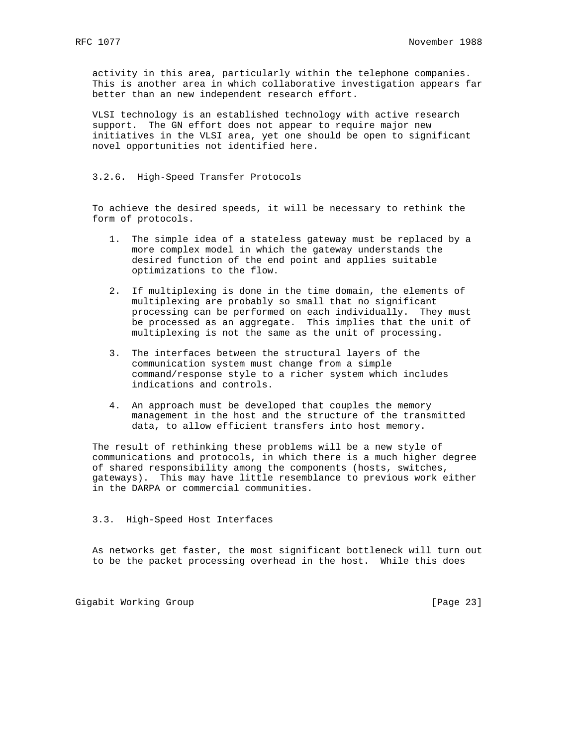activity in this area, particularly within the telephone companies. This is another area in which collaborative investigation appears far better than an new independent research effort.

VLSI technology is an established technology with active research support. The GN effort does not appear to require major new initiatives in the VLSI area, yet one should be open to significant novel opportunities not identified here.

### 3.2.6. High-Speed Transfer Protocols

To achieve the desired speeds, it will be necessary to rethink the form of protocols.

1. The simple idea of a stateless gateway must be replaced by a more complex model in which the gateway understands the desired function of the end point and applies suitable optimizations to the flow.

2. If multiplexing is done in the time domain, the elements of multiplexing are probably so small that no significant processing can be performed on each individually. They must be processed as an aggregate. This implies that the unit of multiplexing is not the same as the unit of processing.

3. The interfaces between the structural layers of the communication system must change from a simple command/response style to a richer system which includes indications and controls.

4. An approach must be developed that couples the memory management in the host and the structure of the transmitted data, to allow efficient transfers into host memory.

The result of rethinking these problems will be a new style of communications and protocols, in which there is a much higher degree of shared responsibility among the components (hosts, switches, gateways). This may have little resemblance to previous work either in the DARPA or commercial communities.

## 3.3. High-Speed Host Interfaces

As networks get faster, the most significant bottleneck will turn out to be the packet processing overhead in the host. While this does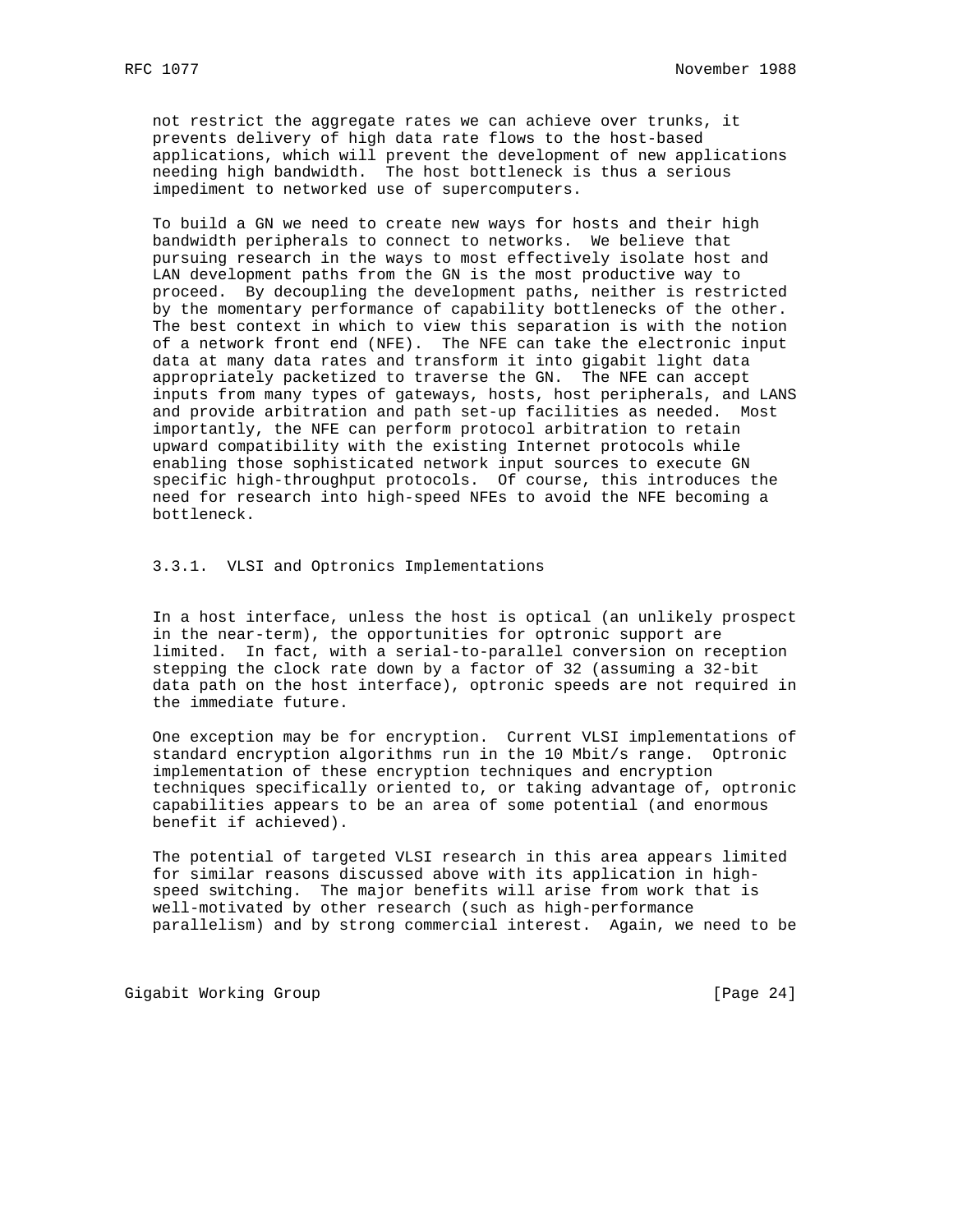not restrict the aggregate rates we can achieve over trunks, it prevents delivery of high data rate flows to the host-based applications, which will prevent the development of new applications needing high bandwidth. The host bottleneck is thus a serious impediment to networked use of supercomputers.

To build a GN we need to create new ways for hosts and their high bandwidth peripherals to connect to networks. We believe that pursuing research in the ways to most effectively isolate host and LAN development paths from the GN is the most productive way to proceed. By decoupling the development paths, neither is restricted by the momentary performance of capability bottlenecks of the other. The best context in which to view this separation is with the notion of a network front end (NFE). The NFE can take the electronic input data at many data rates and transform it into gigabit light data appropriately packetized to traverse the GN. The NFE can accept inputs from many types of gateways, hosts, host peripherals, and LANS and provide arbitration and path set-up facilities as needed. Most importantly, the NFE can perform protocol arbitration to retain upward compatibility with the existing Internet protocols while enabling those sophisticated network input sources to execute GN specific high-throughput protocols. Of course, this introduces the need for research into high-speed NFEs to avoid the NFE becoming a bottleneck.

### 3.3.1. VLSI and Optronics Implementations

In a host interface, unless the host is optical (an unlikely prospect in the near-term), the opportunities for optronic support are limited. In fact, with a serial-to-parallel conversion on reception stepping the clock rate down by a factor of 32 (assuming a 32-bit data path on the host interface), optronic speeds are not required in the immediate future.

One exception may be for encryption. Current VLSI implementations of standard encryption algorithms run in the 10 Mbit/s range. Optronic implementation of these encryption techniques and encryption techniques specifically oriented to, or taking advantage of, optronic capabilities appears to be an area of some potential (and enormous benefit if achieved).

The potential of targeted VLSI research in this area appears limited for similar reasons discussed above with its application in high-speed switching. The major benefits will arise from work that is well-motivated by other research (such as high-performance parallelism) and by strong commercial interest. Again, we need to be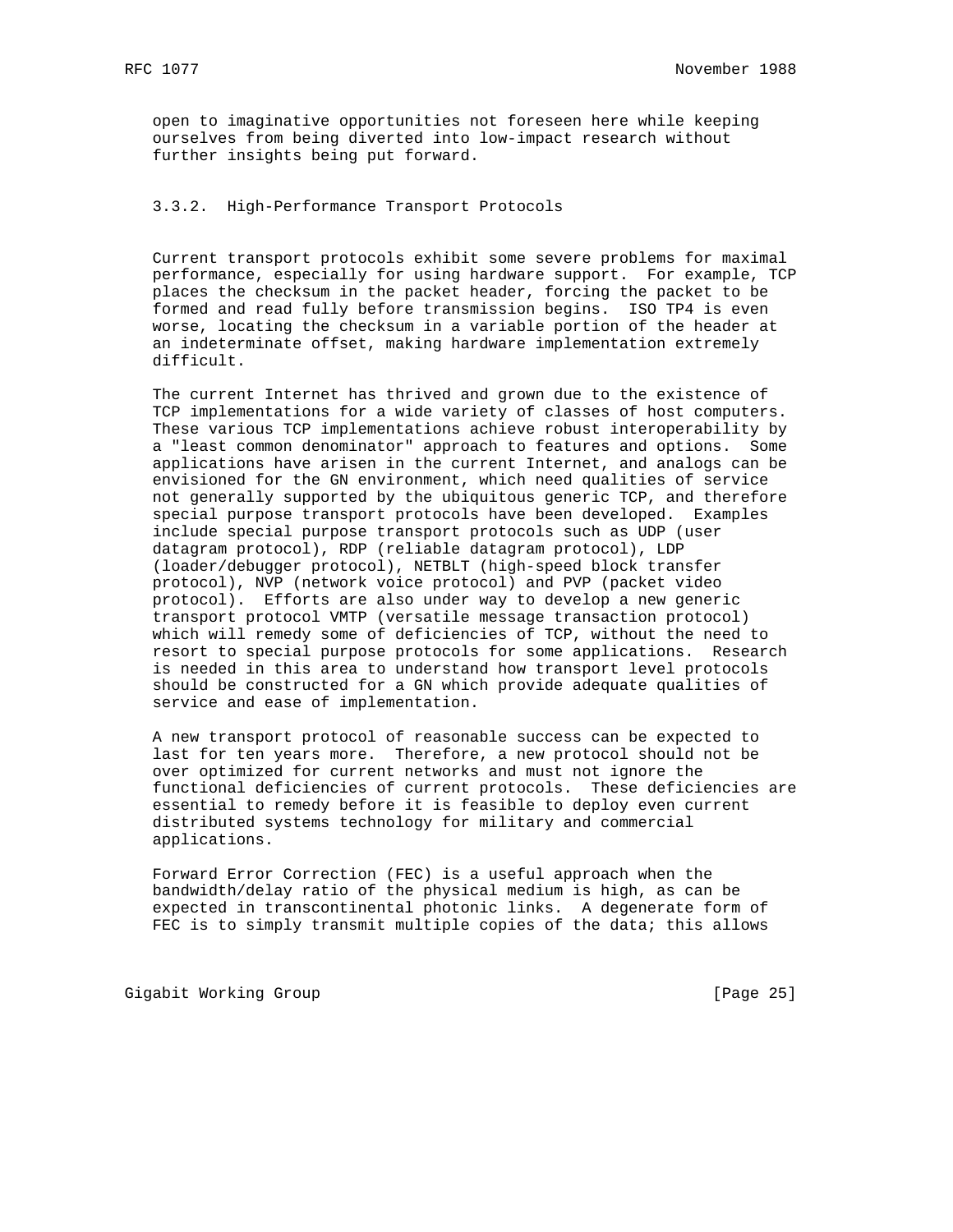open to imaginative opportunities not foreseen here while keeping ourselves from being diverted into low-impact research without further insights being put forward.

### 3.3.2. High-Performance Transport Protocols

Current transport protocols exhibit some severe problems for maximal performance, especially for using hardware support. For example, TCP places the checksum in the packet header, forcing the packet to be formed and read fully before transmission begins. ISO TP4 is even worse, locating the checksum in a variable portion of the header at an indeterminate offset, making hardware implementation extremely difficult.

The current Internet has thrived and grown due to the existence of TCP implementations for a wide variety of classes of host computers. These various TCP implementations achieve robust interoperability by a "least common denominator" approach to features and options. Some applications have arisen in the current Internet, and analogs can be envisioned for the GN environment, which need qualities of service not generally supported by the ubiquitous generic TCP, and therefore special purpose transport protocols have been developed. Examples include special purpose transport protocols such as UDP (user datagram protocol), RDP (reliable datagram protocol), LDP (loader/debugger protocol), NETBLT (high-speed block transfer protocol), NVP (network voice protocol) and PVP (packet video protocol). Efforts are also under way to develop a new generic transport protocol VMTP (versatile message transaction protocol) which will remedy some of deficiencies of TCP, without the need to resort to special purpose protocols for some applications. Research is needed in this area to understand how transport level protocols should be constructed for a GN which provide adequate qualities of service and ease of implementation.

A new transport protocol of reasonable success can be expected to last for ten years more. Therefore, a new protocol should not be over optimized for current networks and must not ignore the functional deficiencies of current protocols. These deficiencies are essential to remedy before it is feasible to deploy even current distributed systems technology for military and commercial applications.

Forward Error Correction (FEC) is a useful approach when the bandwidth/delay ratio of the physical medium is high, as can be expected in transcontinental photonic links. A degenerate form of FEC is to simply transmit multiple copies of the data; this allows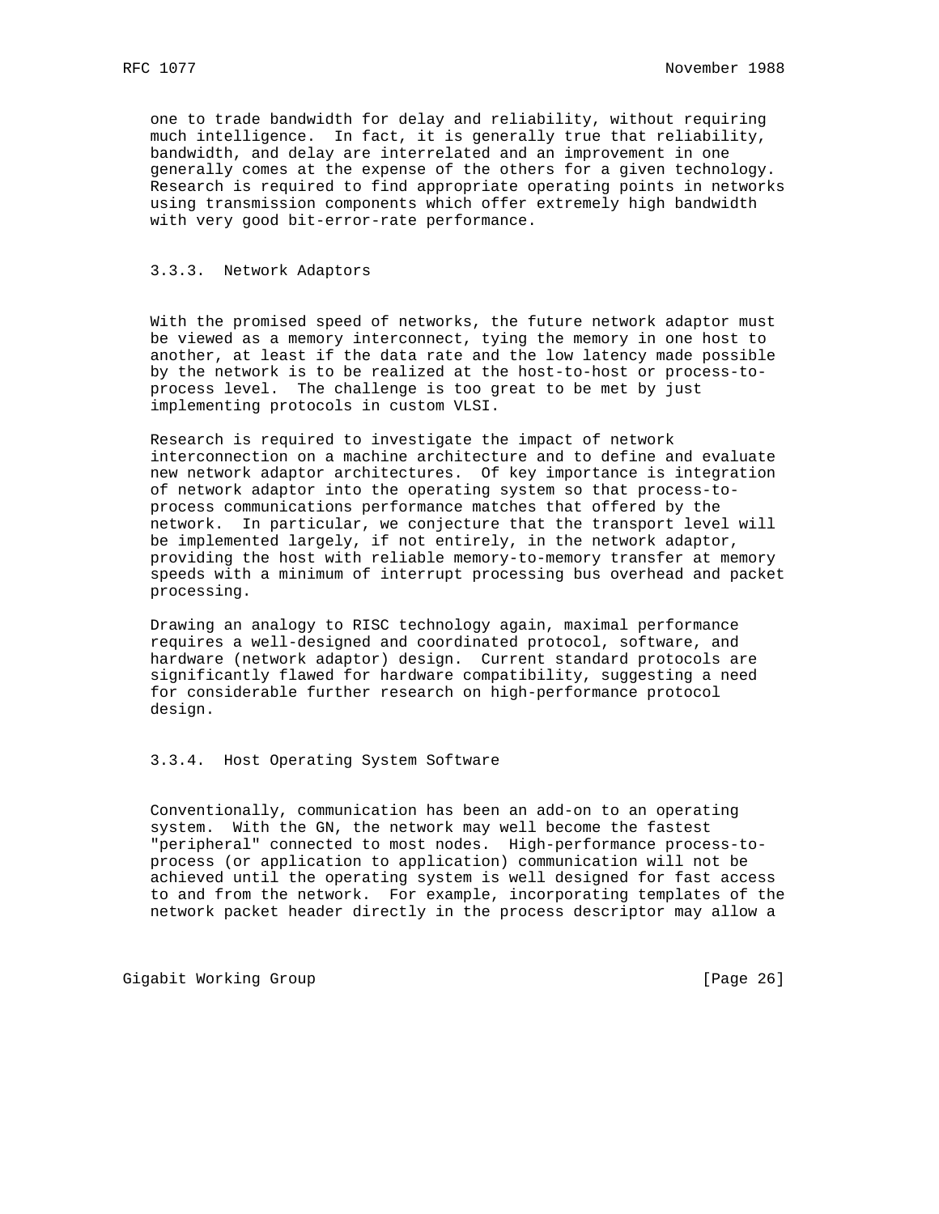one to trade bandwidth for delay and reliability, without requiring much intelligence. In fact, it is generally true that reliability, bandwidth, and delay are interrelated and an improvement in one generally comes at the expense of the others for a given technology. Research is required to find appropriate operating points in networks using transmission components which offer extremely high bandwidth with very good bit-error-rate performance.

### 3.3.3. Network Adaptors

With the promised speed of networks, the future network adaptor must be viewed as a memory interconnect, tying the memory in one host to another, at least if the data rate and the low latency made possible by the network is to be realized at the host-to-host or process-to-process level. The challenge is too great to be met by just implementing protocols in custom VLSI.

Research is required to investigate the impact of network interconnection on a machine architecture and to define and evaluate new network adaptor architectures. Of key importance is integration of network adaptor into the operating system so that process-to-process communications performance matches that offered by the network. In particular, we conjecture that the transport level will be implemented largely, if not entirely, in the network adaptor, providing the host with reliable memory-to-memory transfer at memory speeds with a minimum of interrupt processing bus overhead and packet processing.

Drawing an analogy to RISC technology again, maximal performance requires a well-designed and coordinated protocol, software, and hardware (network adaptor) design. Current standard protocols are significantly flawed for hardware compatibility, suggesting a need for considerable further research on high-performance protocol design.

### 3.3.4. Host Operating System Software

Conventionally, communication has been an add-on to an operating system. With the GN, the network may well become the fastest "peripheral" connected to most nodes. High-performance process-to-process (or application to application) communication will not be achieved until the operating system is well designed for fast access to and from the network. For example, incorporating templates of the network packet header directly in the process descriptor may allow a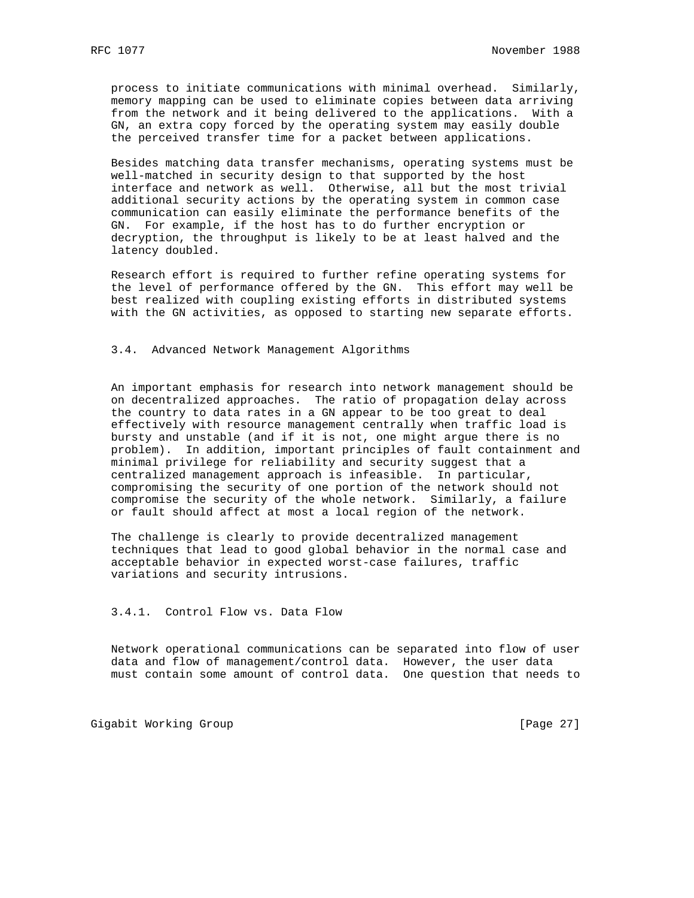process to initiate communications with minimal overhead. Similarly, memory mapping can be used to eliminate copies between data arriving from the network and it being delivered to the applications. With a GN, an extra copy forced by the operating system may easily double the perceived transfer time for a packet between applications.

Besides matching data transfer mechanisms, operating systems must be well-matched in security design to that supported by the host interface and network as well. Otherwise, all but the most trivial additional security actions by the operating system in common case communication can easily eliminate the performance benefits of the GN. For example, if the host has to do further encryption or decryption, the throughput is likely to be at least halved and the latency doubled.

Research effort is required to further refine operating systems for the level of performance offered by the GN. This effort may well be best realized with coupling existing efforts in distributed systems with the GN activities, as opposed to starting new separate efforts.

### 3.4. Advanced Network Management Algorithms

An important emphasis for research into network management should be on decentralized approaches. The ratio of propagation delay across the country to data rates in a GN appear to be too great to deal effectively with resource management centrally when traffic load is bursty and unstable (and if it is not, one might argue there is no problem). In addition, important principles of fault containment and minimal privilege for reliability and security suggest that a centralized management approach is infeasible. In particular, compromising the security of one portion of the network should not compromise the security of the whole network. Similarly, a failure or fault should affect at most a local region of the network.

The challenge is clearly to provide decentralized management techniques that lead to good global behavior in the normal case and acceptable behavior in expected worst-case failures, traffic variations and security intrusions.

#### 3.4.1. Control Flow vs. Data Flow

Network operational communications can be separated into flow of user data and flow of management/control data. However, the user data must contain some amount of control data. One question that needs to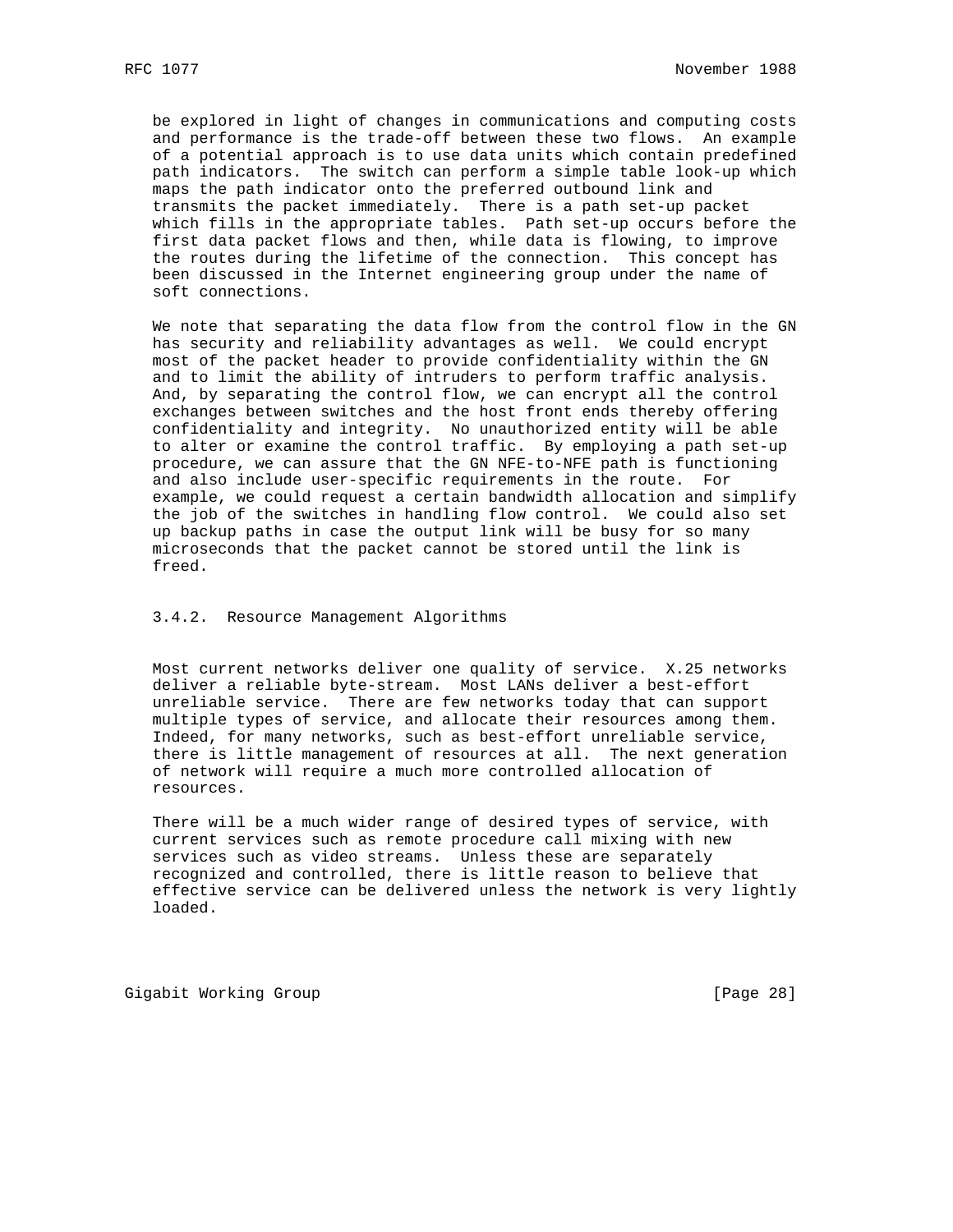be explored in light of changes in communications and computing costs and performance is the trade-off between these two flows. An example of a potential approach is to use data units which contain predefined path indicators. The switch can perform a simple table look-up which maps the path indicator onto the preferred outbound link and transmits the packet immediately. There is a path set-up packet which fills in the appropriate tables. Path set-up occurs before the first data packet flows and then, while data is flowing, to improve the routes during the lifetime of the connection. This concept has been discussed in the Internet engineering group under the name of soft connections.

We note that separating the data flow from the control flow in the GN has security and reliability advantages as well. We could encrypt most of the packet header to provide confidentiality within the GN and to limit the ability of intruders to perform traffic analysis. And, by separating the control flow, we can encrypt all the control exchanges between switches and the host front ends thereby offering confidentiality and integrity. No unauthorized entity will be able to alter or examine the control traffic. By employing a path set-up procedure, we can assure that the GN NFE-to-NFE path is functioning and also include user-specific requirements in the route. For example, we could request a certain bandwidth allocation and simplify the job of the switches in handling flow control. We could also set up backup paths in case the output link will be busy for so many microseconds that the packet cannot be stored until the link is freed.

### 3.4.2. Resource Management Algorithms

Most current networks deliver one quality of service. X.25 networks deliver a reliable byte-stream. Most LANs deliver a best-effort unreliable service. There are few networks today that can support multiple types of service, and allocate their resources among them. Indeed, for many networks, such as best-effort unreliable service, there is little management of resources at all. The next generation of network will require a much more controlled allocation of resources.

There will be a much wider range of desired types of service, with current services such as remote procedure call mixing with new services such as video streams. Unless these are separately recognized and controlled, there is little reason to believe that effective service can be delivered unless the network is very lightly loaded.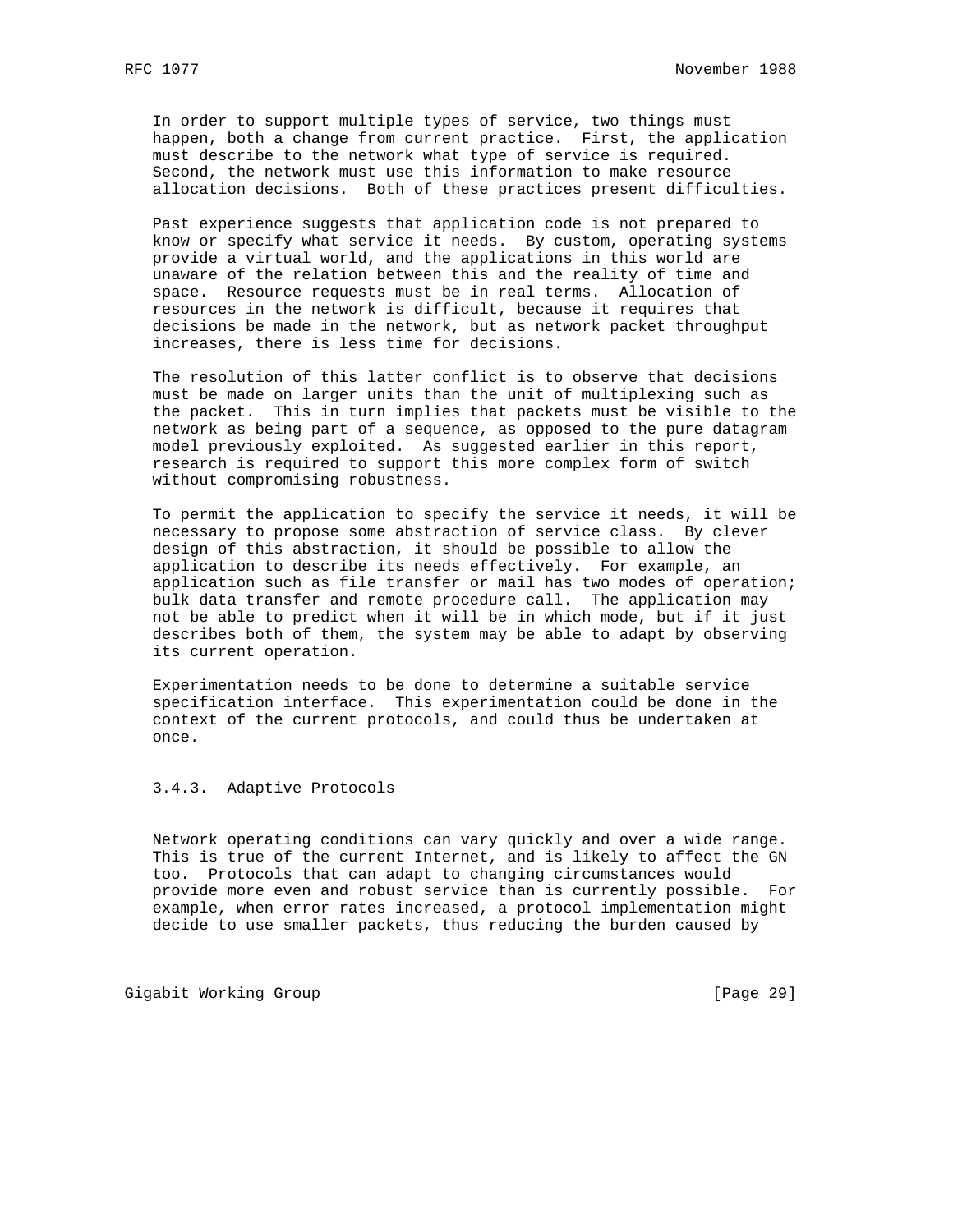In order to support multiple types of service, two things must happen, both a change from current practice. First, the application must describe to the network what type of service is required. Second, the network must use this information to make resource allocation decisions. Both of these practices present difficulties.

Past experience suggests that application code is not prepared to know or specify what service it needs. By custom, operating systems provide a virtual world, and the applications in this world are unaware of the relation between this and the reality of time and space. Resource requests must be in real terms. Allocation of resources in the network is difficult, because it requires that decisions be made in the network, but as network packet throughput increases, there is less time for decisions.

The resolution of this latter conflict is to observe that decisions must be made on larger units than the unit of multiplexing such as the packet. This in turn implies that packets must be visible to the network as being part of a sequence, as opposed to the pure datagram model previously exploited. As suggested earlier in this report, research is required to support this more complex form of switch without compromising robustness.

To permit the application to specify the service it needs, it will be necessary to propose some abstraction of service class. By clever design of this abstraction, it should be possible to allow the application to describe its needs effectively. For example, an application such as file transfer or mail has two modes of operation; bulk data transfer and remote procedure call. The application may not be able to predict when it will be in which mode, but if it just describes both of them, the system may be able to adapt by observing its current operation.

Experimentation needs to be done to determine a suitable service specification interface. This experimentation could be done in the context of the current protocols, and could thus be undertaken at once.

### 3.4.3. Adaptive Protocols

Network operating conditions can vary quickly and over a wide range. This is true of the current Internet, and is likely to affect the GN too. Protocols that can adapt to changing circumstances would provide more even and robust service than is currently possible. For example, when error rates increased, a protocol implementation might decide to use smaller packets, thus reducing the burden caused by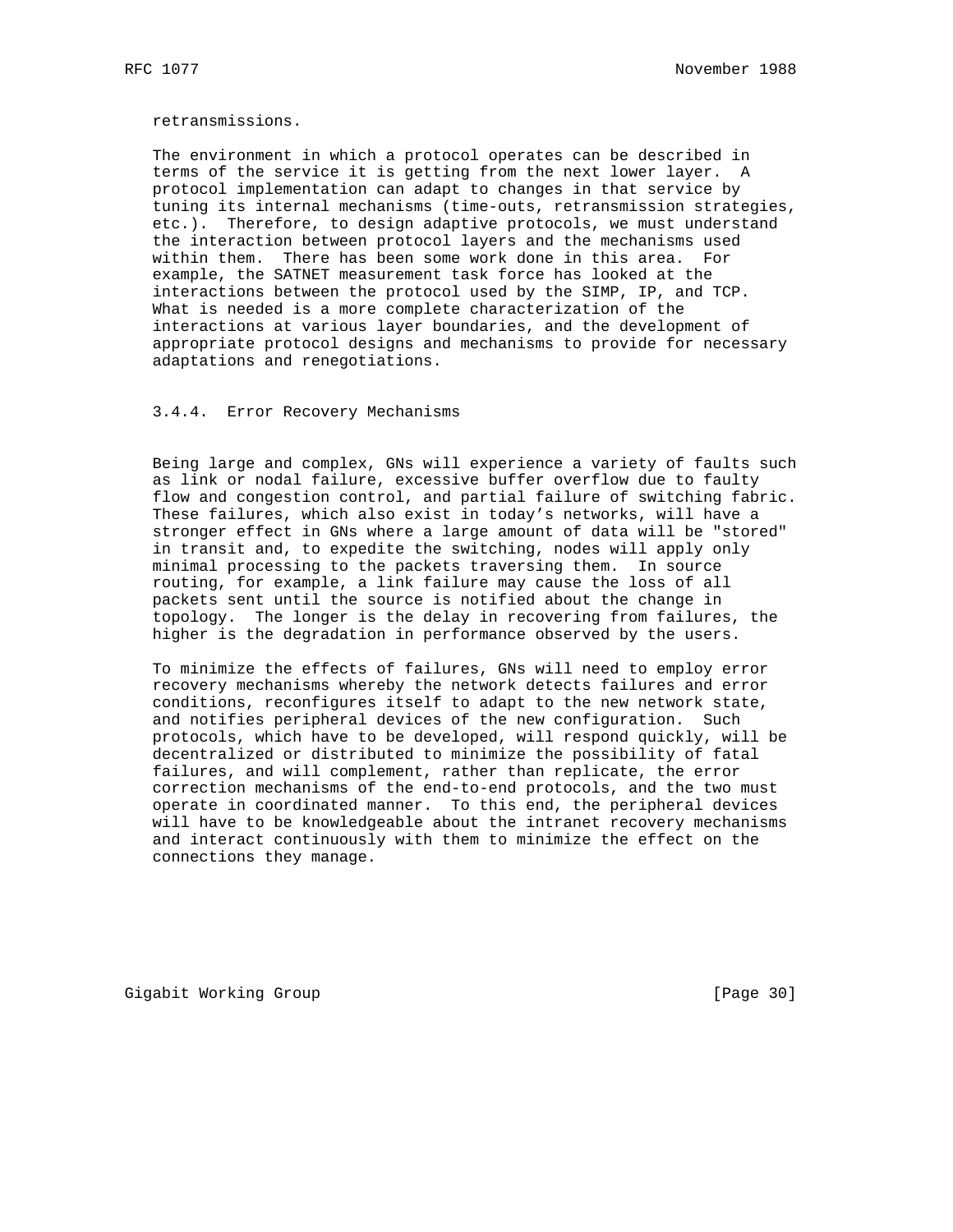retransmissions.

The environment in which a protocol operates can be described in terms of the service it is getting from the next lower layer. A protocol implementation can adapt to changes in that service by tuning its internal mechanisms (time-outs, retransmission strategies, etc.). Therefore, to design adaptive protocols, we must understand the interaction between protocol layers and the mechanisms used within them. There has been some work done in this area. For example, the SATNET measurement task force has looked at the interactions between the protocol used by the SIMP, IP, and TCP. What is needed is a more complete characterization of the interactions at various layer boundaries, and the development of appropriate protocol designs and mechanisms to provide for necessary adaptations and renegotiations.

### 3.4.4. Error Recovery Mechanisms

Being large and complex, GNs will experience a variety of faults such as link or nodal failure, excessive buffer overflow due to faulty flow and congestion control, and partial failure of switching fabric. These failures, which also exist in today's networks, will have a stronger effect in GNs where a large amount of data will be "stored" in transit and, to expedite the switching, nodes will apply only minimal processing to the packets traversing them. In source routing, for example, a link failure may cause the loss of all packets sent until the source is notified about the change in topology. The longer is the delay in recovering from failures, the higher is the degradation in performance observed by the users.

To minimize the effects of failures, GNs will need to employ error recovery mechanisms whereby the network detects failures and error conditions, reconfigures itself to adapt to the new network state, and notifies peripheral devices of the new configuration. Such protocols, which have to be developed, will respond quickly, will be decentralized or distributed to minimize the possibility of fatal failures, and will complement, rather than replicate, the error correction mechanisms of the end-to-end protocols, and the two must operate in coordinated manner. To this end, the peripheral devices will have to be knowledgeable about the intranet recovery mechanisms and interact continuously with them to minimize the effect on the connections they manage.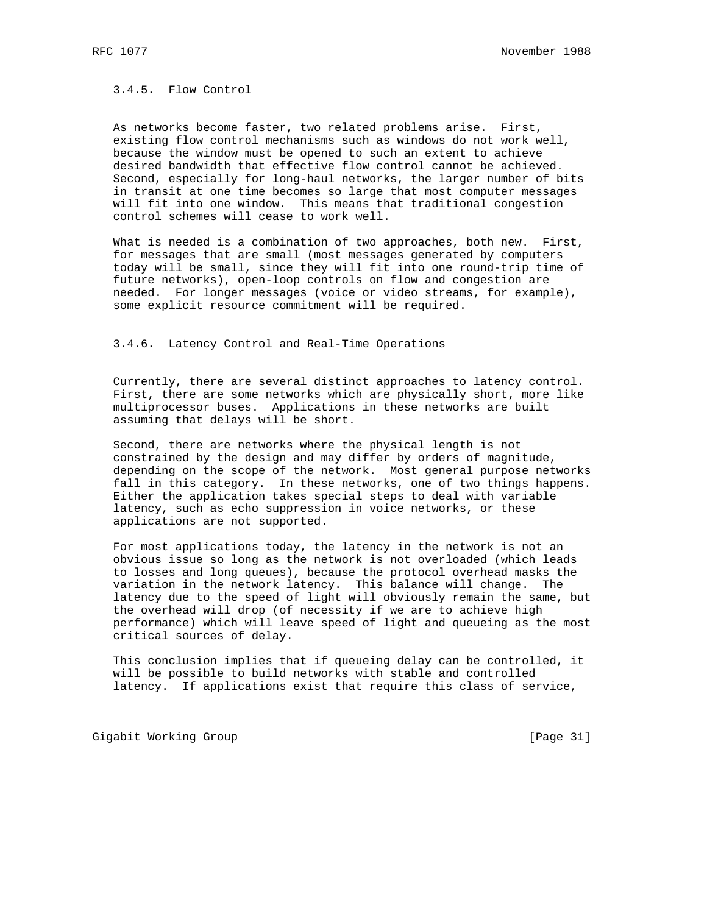### 3.4.5. Flow Control

As networks become faster, two related problems arise. First, existing flow control mechanisms such as windows do not work well, because the window must be opened to such an extent to achieve desired bandwidth that effective flow control cannot be achieved. Second, especially for long-haul networks, the larger number of bits in transit at one time becomes so large that most computer messages will fit into one window. This means that traditional congestion control schemes will cease to work well.

What is needed is a combination of two approaches, both new. First, for messages that are small (most messages generated by computers today will be small, since they will fit into one round-trip time of future networks), open-loop controls on flow and congestion are needed. For longer messages (voice or video streams, for example), some explicit resource commitment will be required.

### 3.4.6. Latency Control and Real-Time Operations

Currently, there are several distinct approaches to latency control. First, there are some networks which are physically short, more like multiprocessor buses. Applications in these networks are built assuming that delays will be short.

Second, there are networks where the physical length is not constrained by the design and may differ by orders of magnitude, depending on the scope of the network. Most general purpose networks fall in this category. In these networks, one of two things happens. Either the application takes special steps to deal with variable latency, such as echo suppression in voice networks, or these applications are not supported.

For most applications today, the latency in the network is not an obvious issue so long as the network is not overloaded (which leads to losses and long queues), because the protocol overhead masks the variation in the network latency. This balance will change. The latency due to the speed of light will obviously remain the same, but the overhead will drop (of necessity if we are to achieve high performance) which will leave speed of light and queueing as the most critical sources of delay.

This conclusion implies that if queueing delay can be controlled, it will be possible to build networks with stable and controlled latency. If applications exist that require this class of service,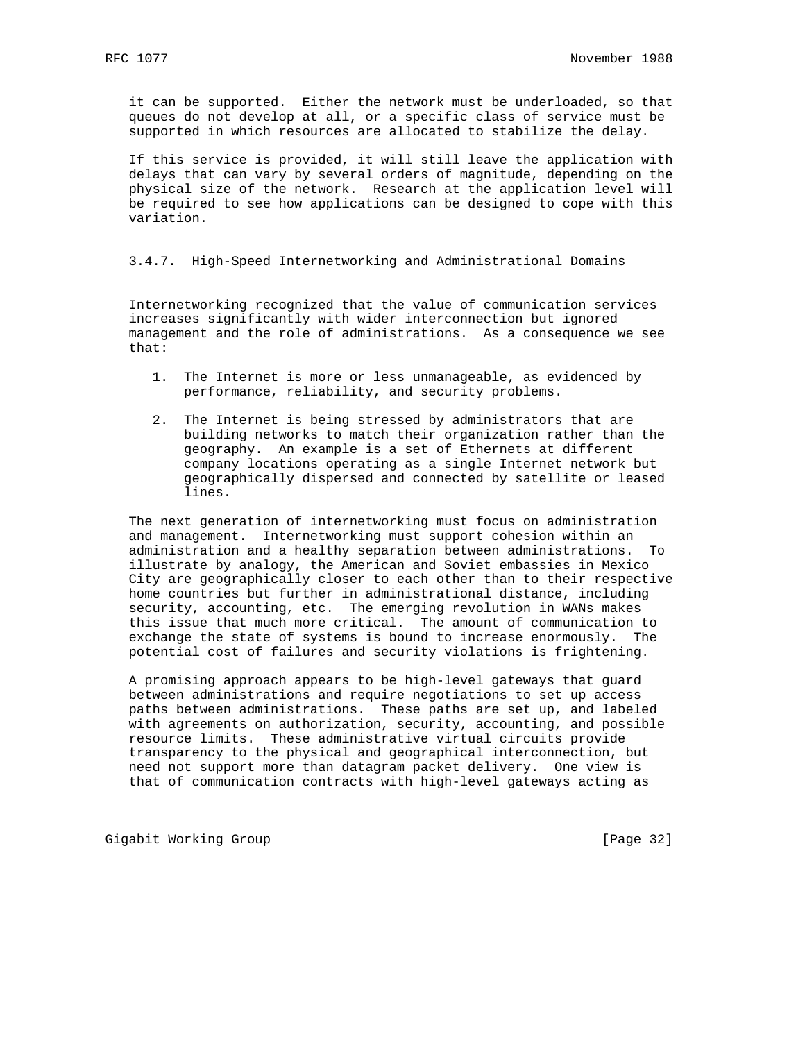it can be supported. Either the network must be underloaded, so that queues do not develop at all, or a specific class of service must be supported in which resources are allocated to stabilize the delay.

If this service is provided, it will still leave the application with delays that can vary by several orders of magnitude, depending on the physical size of the network. Research at the application level will be required to see how applications can be designed to cope with this variation.

### 3.4.7. High-Speed Internetworking and Administrational Domains

Internetworking recognized that the value of communication services increases significantly with wider interconnection but ignored management and the role of administrations. As a consequence we see that:

1. The Internet is more or less unmanageable, as evidenced by performance, reliability, and security problems.

2. The Internet is being stressed by administrators that are building networks to match their organization rather than the geography. An example is a set of Ethernets at different company locations operating as a single Internet network but geographically dispersed and connected by satellite or leased lines.

The next generation of internetworking must focus on administration and management. Internetworking must support cohesion within an administration and a healthy separation between administrations. To illustrate by analogy, the American and Soviet embassies in Mexico City are geographically closer to each other than to their respective home countries but further in administrational distance, including security, accounting, etc. The emerging revolution in WANs makes this issue that much more critical. The amount of communication to exchange the state of systems is bound to increase enormously. The potential cost of failures and security violations is frightening.

A promising approach appears to be high-level gateways that guard between administrations and require negotiations to set up access paths between administrations. These paths are set up, and labeled with agreements on authorization, security, accounting, and possible resource limits. These administrative virtual circuits provide transparency to the physical and geographical interconnection, but need not support more than datagram packet delivery. One view is that of communication contracts with high-level gateways acting as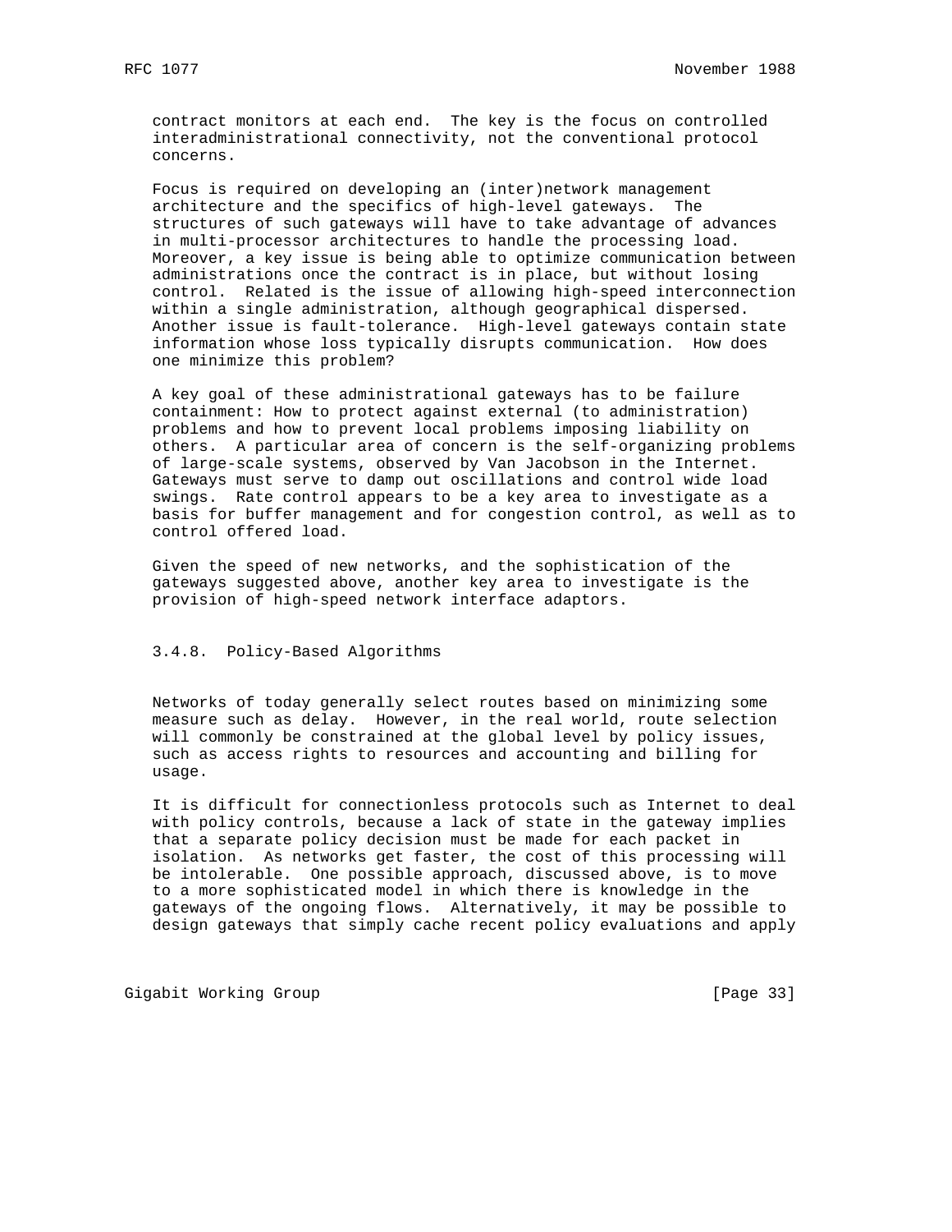contract monitors at each end. The key is the focus on controlled interadministrational connectivity, not the conventional protocol concerns.

Focus is required on developing an (inter)network management architecture and the specifics of high-level gateways. The structures of such gateways will have to take advantage of advances in multi-processor architectures to handle the processing load. Moreover, a key issue is being able to optimize communication between administrations once the contract is in place, but without losing control. Related is the issue of allowing high-speed interconnection within a single administration, although geographical dispersed. Another issue is fault-tolerance. High-level gateways contain state information whose loss typically disrupts communication. How does one minimize this problem?

A key goal of these administrational gateways has to be failure containment: How to protect against external (to administration) problems and how to prevent local problems imposing liability on others. A particular area of concern is the self-organizing problems of large-scale systems, observed by Van Jacobson in the Internet. Gateways must serve to damp out oscillations and control wide load swings. Rate control appears to be a key area to investigate as a basis for buffer management and for congestion control, as well as to control offered load.

Given the speed of new networks, and the sophistication of the gateways suggested above, another key area to investigate is the provision of high-speed network interface adaptors.

### 3.4.8. Policy-Based Algorithms

Networks of today generally select routes based on minimizing some measure such as delay. However, in the real world, route selection will commonly be constrained at the global level by policy issues, such as access rights to resources and accounting and billing for usage.

It is difficult for connectionless protocols such as Internet to deal with policy controls, because a lack of state in the gateway implies that a separate policy decision must be made for each packet in isolation. As networks get faster, the cost of this processing will be intolerable. One possible approach, discussed above, is to move to a more sophisticated model in which there is knowledge in the gateways of the ongoing flows. Alternatively, it may be possible to design gateways that simply cache recent policy evaluations and apply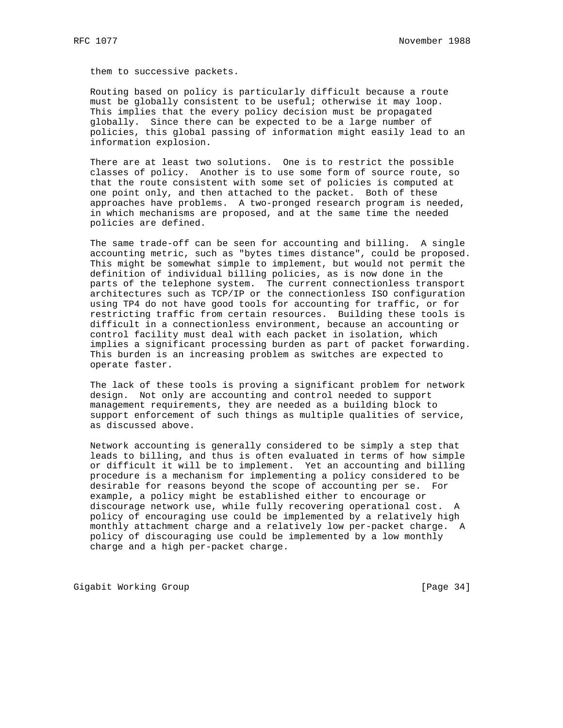them to successive packets.

Routing based on policy is particularly difficult because a route must be globally consistent to be useful; otherwise it may loop. This implies that the every policy decision must be propagated globally. Since there can be expected to be a large number of policies, this global passing of information might easily lead to an information explosion.

There are at least two solutions. One is to restrict the possible classes of policy. Another is to use some form of source route, so that the route consistent with some set of policies is computed at one point only, and then attached to the packet. Both of these approaches have problems. A two-pronged research program is needed, in which mechanisms are proposed, and at the same time the needed policies are defined.

The same trade-off can be seen for accounting and billing. A single accounting metric, such as "bytes times distance", could be proposed. This might be somewhat simple to implement, but would not permit the definition of individual billing policies, as is now done in the parts of the telephone system. The current connectionless transport architectures such as TCP/IP or the connectionless ISO configuration using TP4 do not have good tools for accounting for traffic, or for restricting traffic from certain resources. Building these tools is difficult in a connectionless environment, because an accounting or control facility must deal with each packet in isolation, which implies a significant processing burden as part of packet forwarding. This burden is an increasing problem as switches are expected to operate faster.

The lack of these tools is proving a significant problem for network design. Not only are accounting and control needed to support management requirements, they are needed as a building block to support enforcement of such things as multiple qualities of service, as discussed above.

Network accounting is generally considered to be simply a step that leads to billing, and thus is often evaluated in terms of how simple or difficult it will be to implement. Yet an accounting and billing procedure is a mechanism for implementing a policy considered to be desirable for reasons beyond the scope of accounting per se. For example, a policy might be established either to encourage or discourage network use, while fully recovering operational cost. A policy of encouraging use could be implemented by a relatively high monthly attachment charge and a relatively low per-packet charge. A policy of discouraging use could be implemented by a low monthly charge and a high per-packet charge.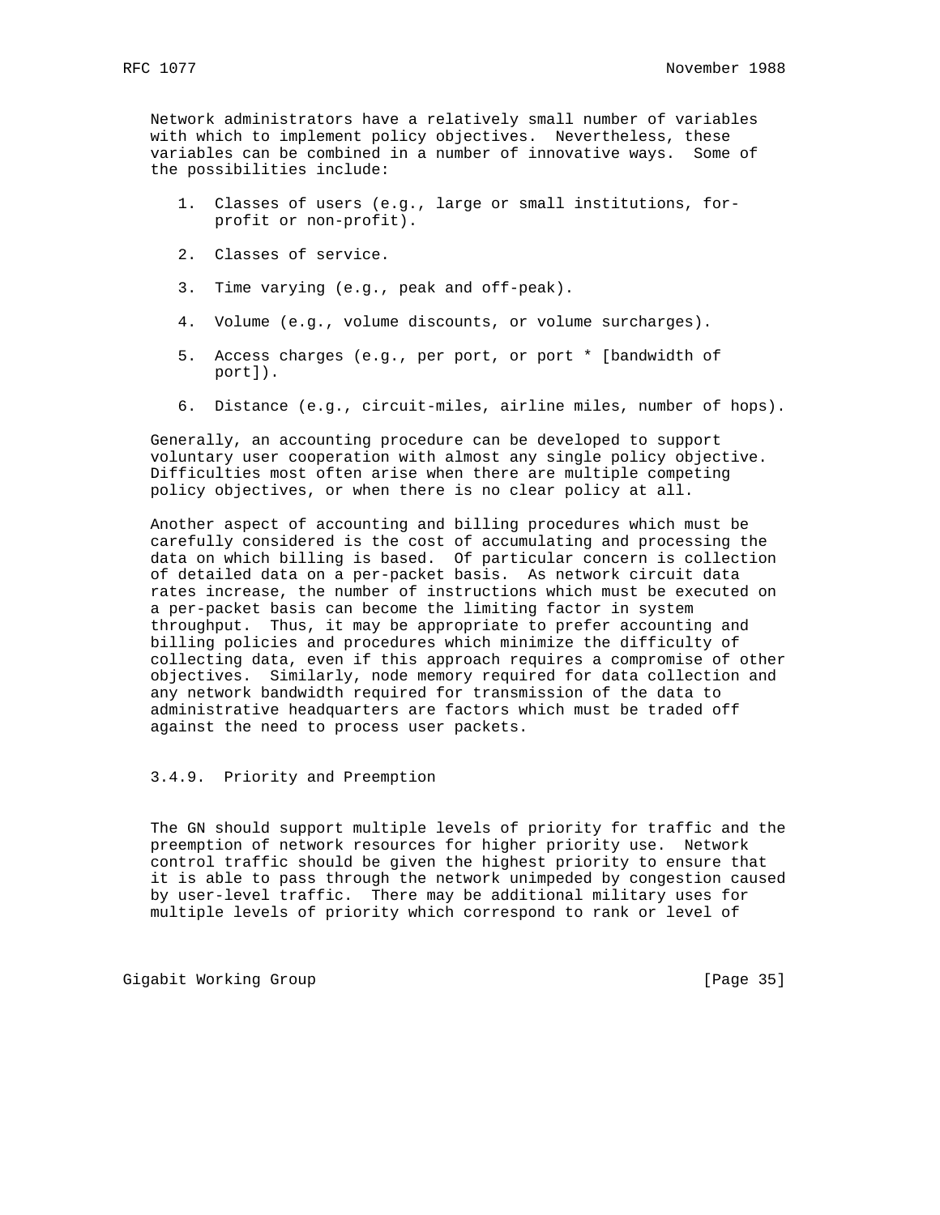Network administrators have a relatively small number of variables with which to implement policy objectives. Nevertheless, these variables can be combined in a number of innovative ways. Some of the possibilities include:

1. Classes of users (e.g., large or small institutions, for-profit or non-profit).

2. Classes of service.

3. Time varying (e.g., peak and off-peak).

4. Volume (e.g., volume discounts, or volume surcharges).

5. Access charges (e.g., per port, or port * [bandwidth of port]).

6. Distance (e.g., circuit-miles, airline miles, number of hops).

Generally, an accounting procedure can be developed to support voluntary user cooperation with almost any single policy objective. Difficulties most often arise when there are multiple competing policy objectives, or when there is no clear policy at all.

Another aspect of accounting and billing procedures which must be carefully considered is the cost of accumulating and processing the data on which billing is based. Of particular concern is collection of detailed data on a per-packet basis. As network circuit data rates increase, the number of instructions which must be executed on a per-packet basis can become the limiting factor in system throughput. Thus, it may be appropriate to prefer accounting and billing policies and procedures which minimize the difficulty of collecting data, even if this approach requires a compromise of other objectives. Similarly, node memory required for data collection and any network bandwidth required for transmission of the data to administrative headquarters are factors which must be traded off against the need to process user packets.

### 3.4.9. Priority and Preemption

The GN should support multiple levels of priority for traffic and the preemption of network resources for higher priority use. Network control traffic should be given the highest priority to ensure that it is able to pass through the network unimpeded by congestion caused by user-level traffic. There may be additional military uses for multiple levels of priority which correspond to rank or level of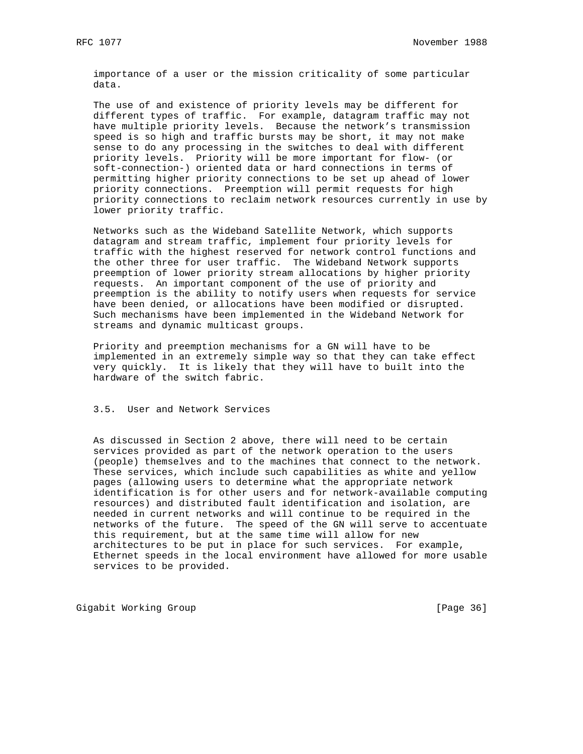importance of a user or the mission criticality of some particular data.

The use of and existence of priority levels may be different for different types of traffic. For example, datagram traffic may not have multiple priority levels. Because the network's transmission speed is so high and traffic bursts may be short, it may not make sense to do any processing in the switches to deal with different priority levels. Priority will be more important for flow- (or soft-connection-) oriented data or hard connections in terms of permitting higher priority connections to be set up ahead of lower priority connections. Preemption will permit requests for high priority connections to reclaim network resources currently in use by lower priority traffic.

Networks such as the Wideband Satellite Network, which supports datagram and stream traffic, implement four priority levels for traffic with the highest reserved for network control functions and the other three for user traffic. The Wideband Network supports preemption of lower priority stream allocations by higher priority requests. An important component of the use of priority and preemption is the ability to notify users when requests for service have been denied, or allocations have been modified or disrupted. Such mechanisms have been implemented in the Wideband Network for streams and dynamic multicast groups.

Priority and preemption mechanisms for a GN will have to be implemented in an extremely simple way so that they can take effect very quickly. It is likely that they will have to built into the hardware of the switch fabric.

### 3.5. User and Network Services

As discussed in Section 2 above, there will need to be certain services provided as part of the network operation to the users (people) themselves and to the machines that connect to the network. These services, which include such capabilities as white and yellow pages (allowing users to determine what the appropriate network identification is for other users and for network-available computing resources) and distributed fault identification and isolation, are needed in current networks and will continue to be required in the networks of the future. The speed of the GN will serve to accentuate this requirement, but at the same time will allow for new architectures to be put in place for such services. For example, Ethernet speeds in the local environment have allowed for more usable services to be provided.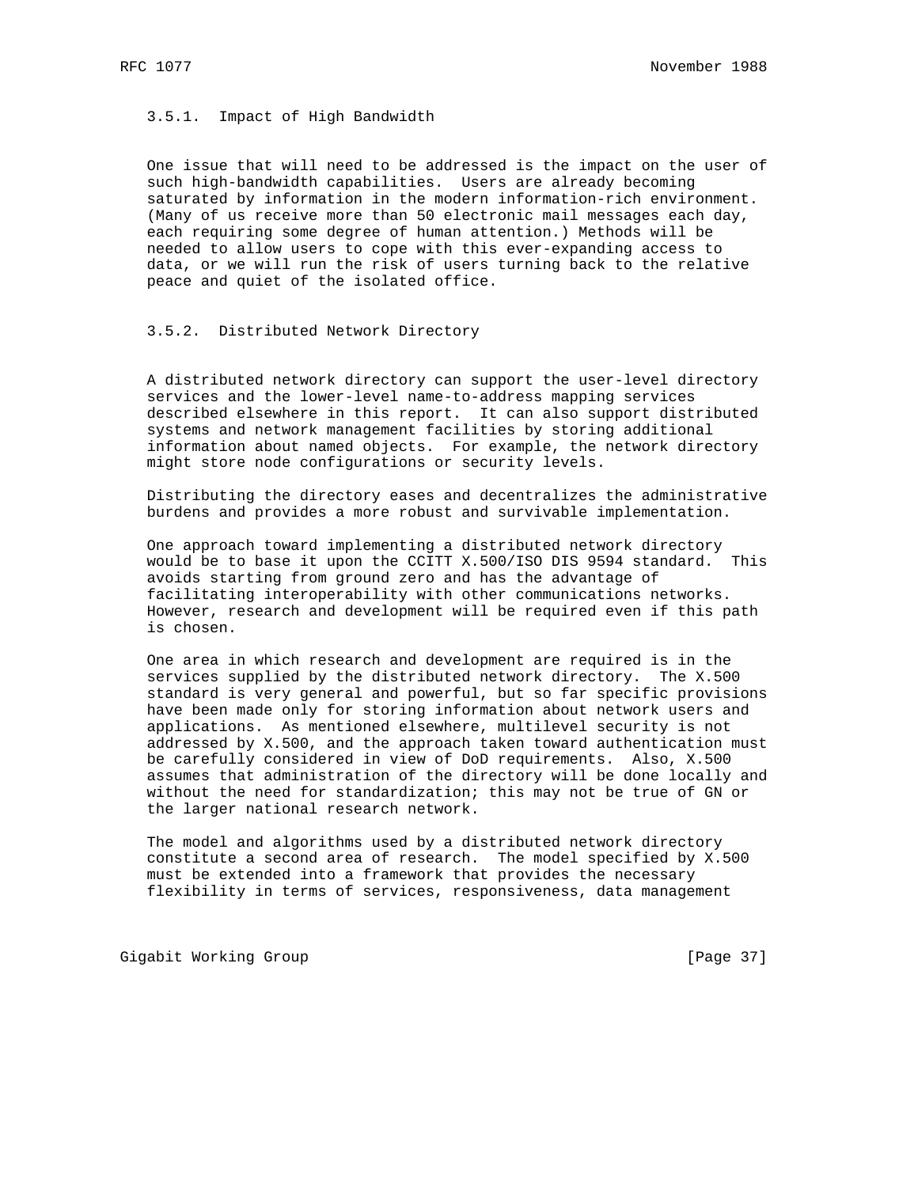### 3.5.1. Impact of High Bandwidth

One issue that will need to be addressed is the impact on the user of such high-bandwidth capabilities. Users are already becoming saturated by information in the modern information-rich environment. (Many of us receive more than 50 electronic mail messages each day, each requiring some degree of human attention.) Methods will be needed to allow users to cope with this ever-expanding access to data, or we will run the risk of users turning back to the relative peace and quiet of the isolated office.

### 3.5.2. Distributed Network Directory

A distributed network directory can support the user-level directory services and the lower-level name-to-address mapping services described elsewhere in this report. It can also support distributed systems and network management facilities by storing additional information about named objects. For example, the network directory might store node configurations or security levels.

Distributing the directory eases and decentralizes the administrative burdens and provides a more robust and survivable implementation.

One approach toward implementing a distributed network directory would be to base it upon the CCITT X.500/ISO DIS 9594 standard. This avoids starting from ground zero and has the advantage of facilitating interoperability with other communications networks. However, research and development will be required even if this path is chosen.

One area in which research and development are required is in the services supplied by the distributed network directory. The X.500 standard is very general and powerful, but so far specific provisions have been made only for storing information about network users and applications. As mentioned elsewhere, multilevel security is not addressed by X.500, and the approach taken toward authentication must be carefully considered in view of DoD requirements. Also, X.500 assumes that administration of the directory will be done locally and without the need for standardization; this may not be true of GN or the larger national research network.

The model and algorithms used by a distributed network directory constitute a second area of research. The model specified by X.500 must be extended into a framework that provides the necessary flexibility in terms of services, responsiveness, data management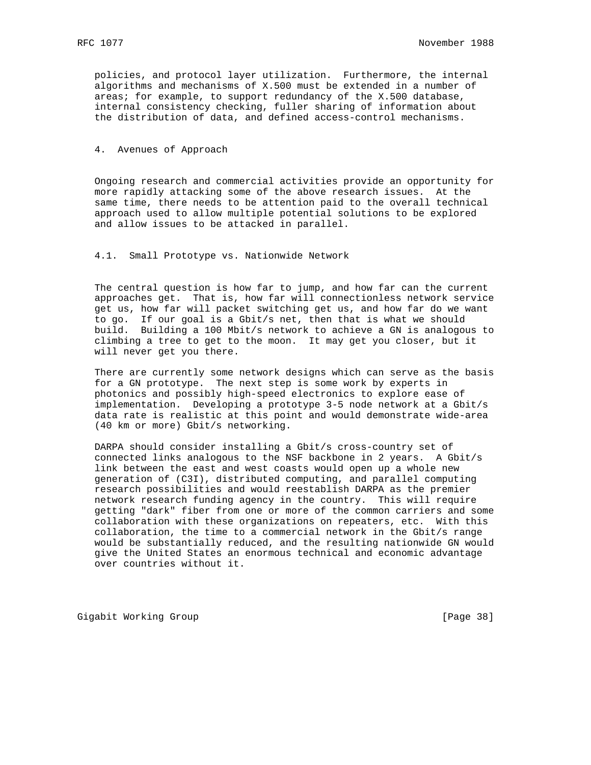policies, and protocol layer utilization. Furthermore, the internal algorithms and mechanisms of X.500 must be extended in a number of areas; for example, to support redundancy of the X.500 database, internal consistency checking, fuller sharing of information about the distribution of data, and defined access-control mechanisms.

## 4. Avenues of Approach

Ongoing research and commercial activities provide an opportunity for more rapidly attacking some of the above research issues. At the same time, there needs to be attention paid to the overall technical approach used to allow multiple potential solutions to be explored and allow issues to be attacked in parallel.

### 4.1. Small Prototype vs. Nationwide Network

The central question is how far to jump, and how far can the current approaches get. That is, how far will connectionless network service get us, how far will packet switching get us, and how far do we want to go. If our goal is a Gbit/s net, then that is what we should build. Building a 100 Mbit/s network to achieve a GN is analogous to climbing a tree to get to the moon. It may get you closer, but it will never get you there.

There are currently some network designs which can serve as the basis for a GN prototype. The next step is some work by experts in photonics and possibly high-speed electronics to explore ease of implementation. Developing a prototype 3-5 node network at a Gbit/s data rate is realistic at this point and would demonstrate wide-area (40 km or more) Gbit/s networking.

DARPA should consider installing a Gbit/s cross-country set of connected links analogous to the NSF backbone in 2 years. A Gbit/s link between the east and west coasts would open up a whole new generation of (C3I), distributed computing, and parallel computing research possibilities and would reestablish DARPA as the premier network research funding agency in the country. This will require getting "dark" fiber from one or more of the common carriers and some collaboration with these organizations on repeaters, etc. With this collaboration, the time to a commercial network in the Gbit/s range would be substantially reduced, and the resulting nationwide GN would give the United States an enormous technical and economic advantage over countries without it.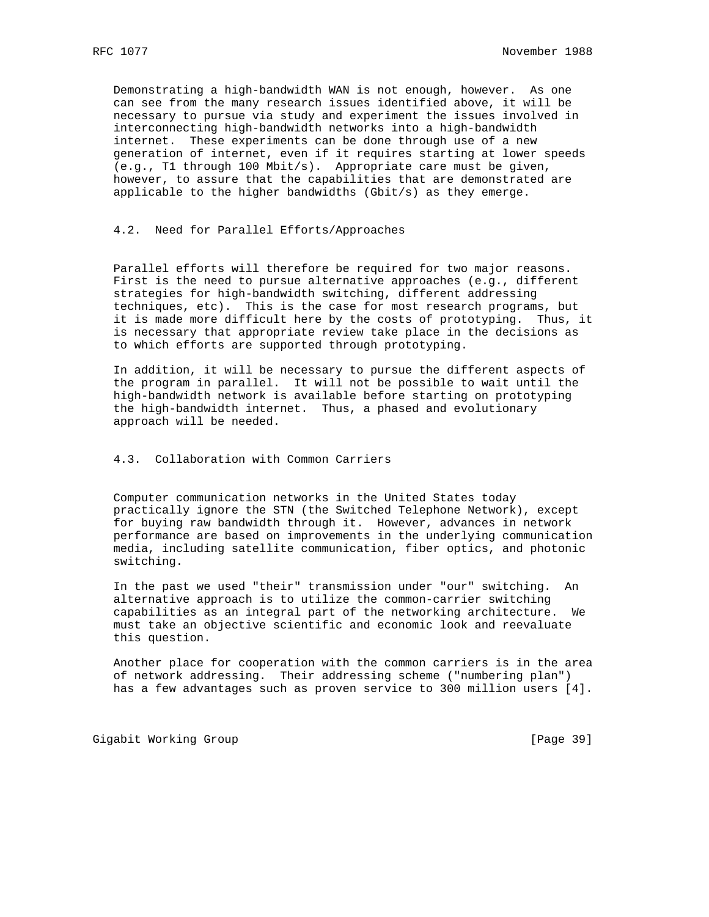Demonstrating a high-bandwidth WAN is not enough, however. As one can see from the many research issues identified above, it will be necessary to pursue via study and experiment the issues involved in interconnecting high-bandwidth networks into a high-bandwidth internet. These experiments can be done through use of a new generation of internet, even if it requires starting at lower speeds (e.g., T1 through 100 Mbit/s). Appropriate care must be given, however, to assure that the capabilities that are demonstrated are applicable to the higher bandwidths (Gbit/s) as they emerge.

### 4.2. Need for Parallel Efforts/Approaches

Parallel efforts will therefore be required for two major reasons. First is the need to pursue alternative approaches (e.g., different strategies for high-bandwidth switching, different addressing techniques, etc). This is the case for most research programs, but it is made more difficult here by the costs of prototyping. Thus, it is necessary that appropriate review take place in the decisions as to which efforts are supported through prototyping.

In addition, it will be necessary to pursue the different aspects of the program in parallel. It will not be possible to wait until the high-bandwidth network is available before starting on prototyping the high-bandwidth internet. Thus, a phased and evolutionary approach will be needed.

### 4.3. Collaboration with Common Carriers

Computer communication networks in the United States today practically ignore the STN (the Switched Telephone Network), except for buying raw bandwidth through it. However, advances in network performance are based on improvements in the underlying communication media, including satellite communication, fiber optics, and photonic switching.

In the past we used "their" transmission under "our" switching. An alternative approach is to utilize the common-carrier switching capabilities as an integral part of the networking architecture. We must take an objective scientific and economic look and reevaluate this question.

Another place for cooperation with the common carriers is in the area of network addressing. Their addressing scheme ("numbering plan") has a few advantages such as proven service to 300 million users [4].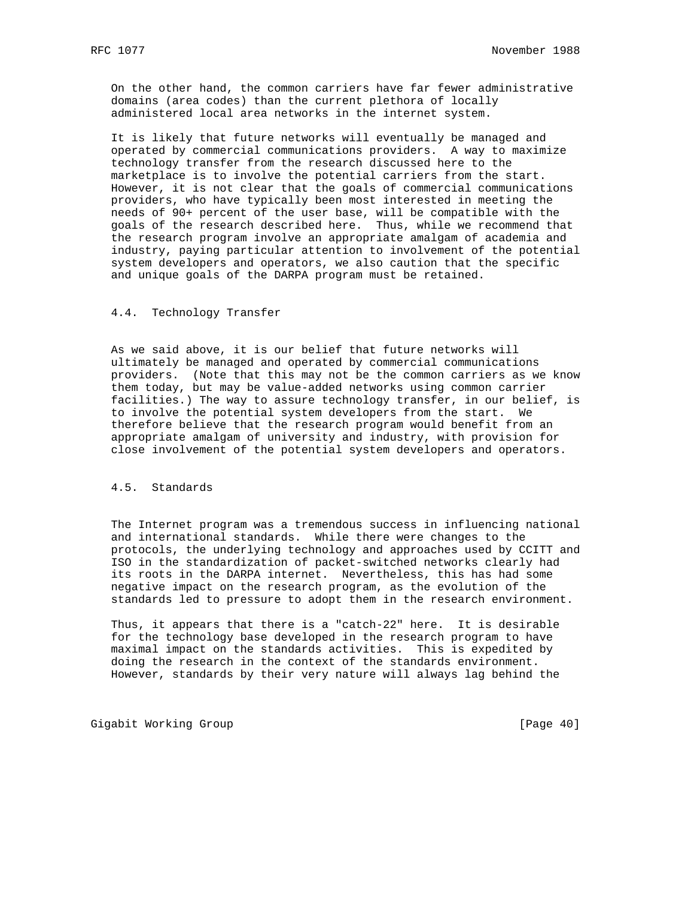On the other hand, the common carriers have far fewer administrative domains (area codes) than the current plethora of locally administered local area networks in the internet system.

It is likely that future networks will eventually be managed and operated by commercial communications providers. A way to maximize technology transfer from the research discussed here to the marketplace is to involve the potential carriers from the start. However, it is not clear that the goals of commercial communications providers, who have typically been most interested in meeting the needs of 90+ percent of the user base, will be compatible with the goals of the research described here. Thus, while we recommend that the research program involve an appropriate amalgam of academia and industry, paying particular attention to involvement of the potential system developers and operators, we also caution that the specific and unique goals of the DARPA program must be retained.

### 4.4. Technology Transfer

As we said above, it is our belief that future networks will ultimately be managed and operated by commercial communications providers. (Note that this may not be the common carriers as we know them today, but may be value-added networks using common carrier facilities.) The way to assure technology transfer, in our belief, is to involve the potential system developers from the start. We therefore believe that the research program would benefit from an appropriate amalgam of university and industry, with provision for close involvement of the potential system developers and operators.

### 4.5. Standards

The Internet program was a tremendous success in influencing national and international standards. While there were changes to the protocols, the underlying technology and approaches used by CCITT and ISO in the standardization of packet-switched networks clearly had its roots in the DARPA internet. Nevertheless, this has had some negative impact on the research program, as the evolution of the standards led to pressure to adopt them in the research environment.

Thus, it appears that there is a "catch-22" here. It is desirable for the technology base developed in the research program to have maximal impact on the standards activities. This is expedited by doing the research in the context of the standards environment. However, standards by their very nature will always lag behind the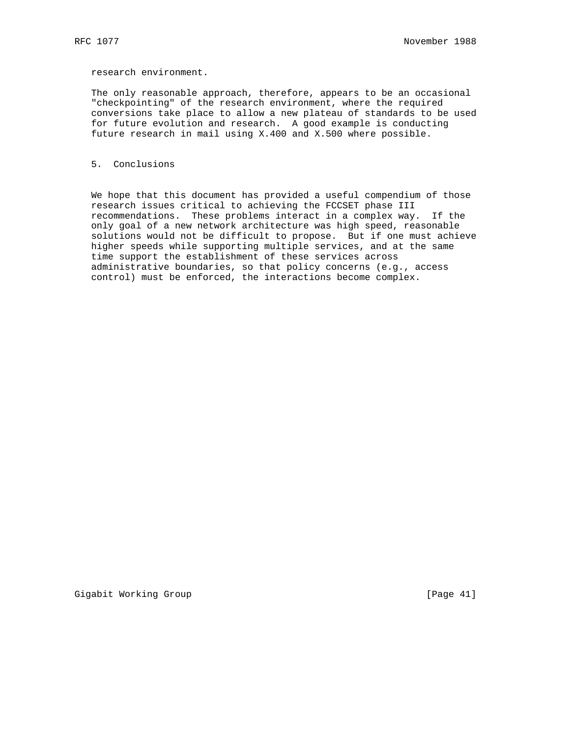research environment.

The only reasonable approach, therefore, appears to be an occasional "checkpointing" of the research environment, where the required conversions take place to allow a new plateau of standards to be used for future evolution and research. A good example is conducting future research in mail using X.400 and X.500 where possible.

## 5. Conclusions

We hope that this document has provided a useful compendium of those research issues critical to achieving the FCCSET phase III recommendations. These problems interact in a complex way. If the only goal of a new network architecture was high speed, reasonable solutions would not be difficult to propose. But if one must achieve higher speeds while supporting multiple services, and at the same time support the establishment of these services across administrative boundaries, so that policy concerns (e.g., access control) must be enforced, the interactions become complex.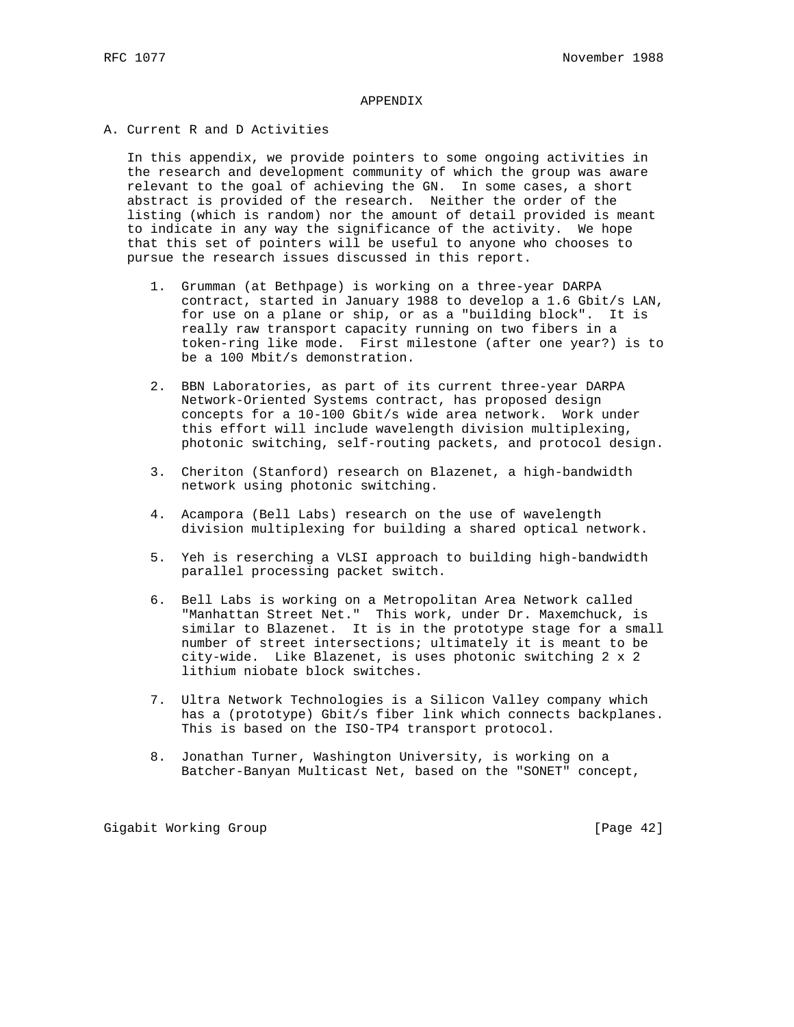# APPENDIX

## A. Current R and D Activities

In this appendix, we provide pointers to some ongoing activities in the research and development community of which the group was aware relevant to the goal of achieving the GN. In some cases, a short abstract is provided of the research. Neither the order of the listing (which is random) nor the amount of detail provided is meant to indicate in any way the significance of the activity. We hope that this set of pointers will be useful to anyone who chooses to pursue the research issues discussed in this report.

1. Grumman (at Bethpage) is working on a three-year DARPA contract, started in January 1988 to develop a 1.6 Gbit/s LAN, for use on a plane or ship, or as a "building block". It is really raw transport capacity running on two fibers in a token-ring like mode. First milestone (after one year?) is to be a 100 Mbit/s demonstration.

2. BBN Laboratories, as part of its current three-year DARPA Network-Oriented Systems contract, has proposed design concepts for a 10-100 Gbit/s wide area network. Work under this effort will include wavelength division multiplexing, photonic switching, self-routing packets, and protocol design.

3. Cheriton (Stanford) research on Blazenet, a high-bandwidth network using photonic switching.

4. Acampora (Bell Labs) research on the use of wavelength division multiplexing for building a shared optical network.

5. Yeh is reserching a VLSI approach to building high-bandwidth parallel processing packet switch.

6. Bell Labs is working on a Metropolitan Area Network called "Manhattan Street Net." This work, under Dr. Maxemchuck, is similar to Blazenet. It is in the prototype stage for a small number of street intersections; ultimately it is meant to be city-wide. Like Blazenet, is uses photonic switching 2 x 2 lithium niobate block switches.

7. Ultra Network Technologies is a Silicon Valley company which has a (prototype) Gbit/s fiber link which connects backplanes. This is based on the ISO-TP4 transport protocol.

8. Jonathan Turner, Washington University, is working on a Batcher-Banyan Multicast Net, based on the "SONET" concept,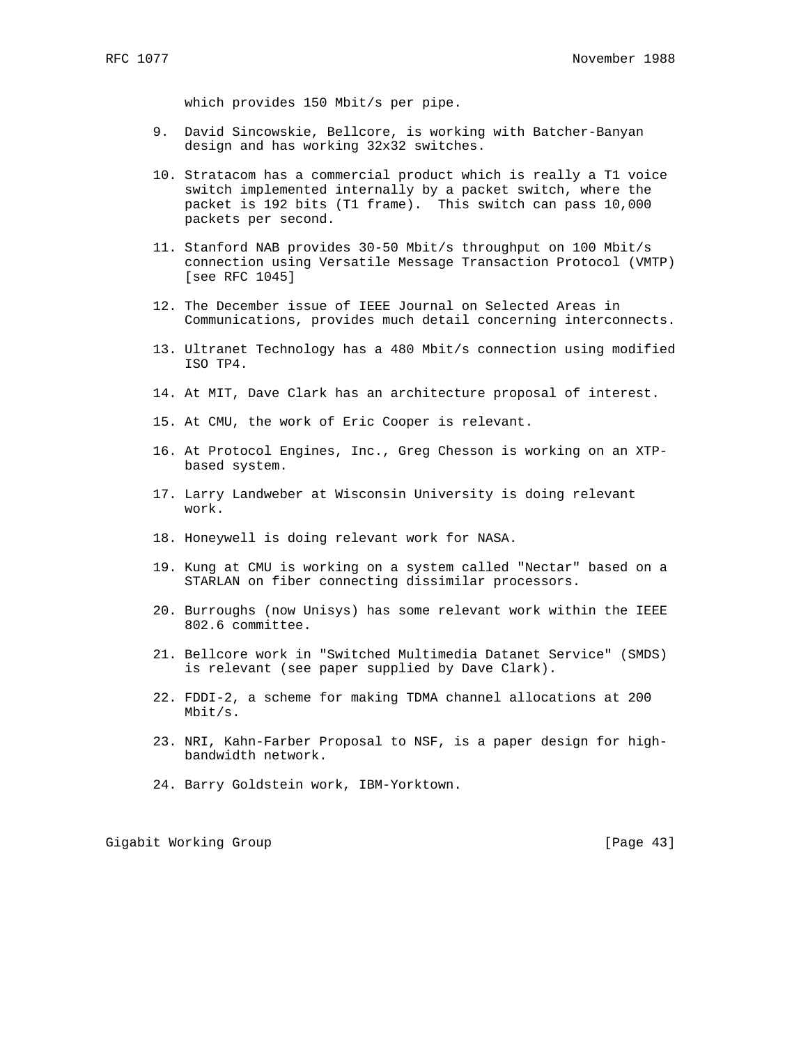which provides 150 Mbit/s per pipe.

9. David Sincowskie, Bellcore, is working with Batcher-Banyan design and has working 32x32 switches.

10. Stratacom has a commercial product which is really a T1 voice switch implemented internally by a packet switch, where the packet is 192 bits (T1 frame). This switch can pass 10,000 packets per second.

11. Stanford NAB provides 30-50 Mbit/s throughput on 100 Mbit/s connection using Versatile Message Transaction Protocol (VMTP) [see RFC 1045]

12. The December issue of IEEE Journal on Selected Areas in Communications, provides much detail concerning interconnects.

13. Ultranet Technology has a 480 Mbit/s connection using modified ISO TP4.

14. At MIT, Dave Clark has an architecture proposal of interest.

15. At CMU, the work of Eric Cooper is relevant.

16. At Protocol Engines, Inc., Greg Chesson is working on an XTP-based system.

17. Larry Landweber at Wisconsin University is doing relevant work.

18. Honeywell is doing relevant work for NASA.

19. Kung at CMU is working on a system called "Nectar" based on a STARLAN on fiber connecting dissimilar processors.

20. Burroughs (now Unisys) has some relevant work within the IEEE 802.6 committee.

21. Bellcore work in "Switched Multimedia Datanet Service" (SMDS) is relevant (see paper supplied by Dave Clark).

22. FDDI-2, a scheme for making TDMA channel allocations at 200 Mbit/s.

23. NRI, Kahn-Farber Proposal to NSF, is a paper design for high-bandwidth network.

24. Barry Goldstein work, IBM-Yorktown.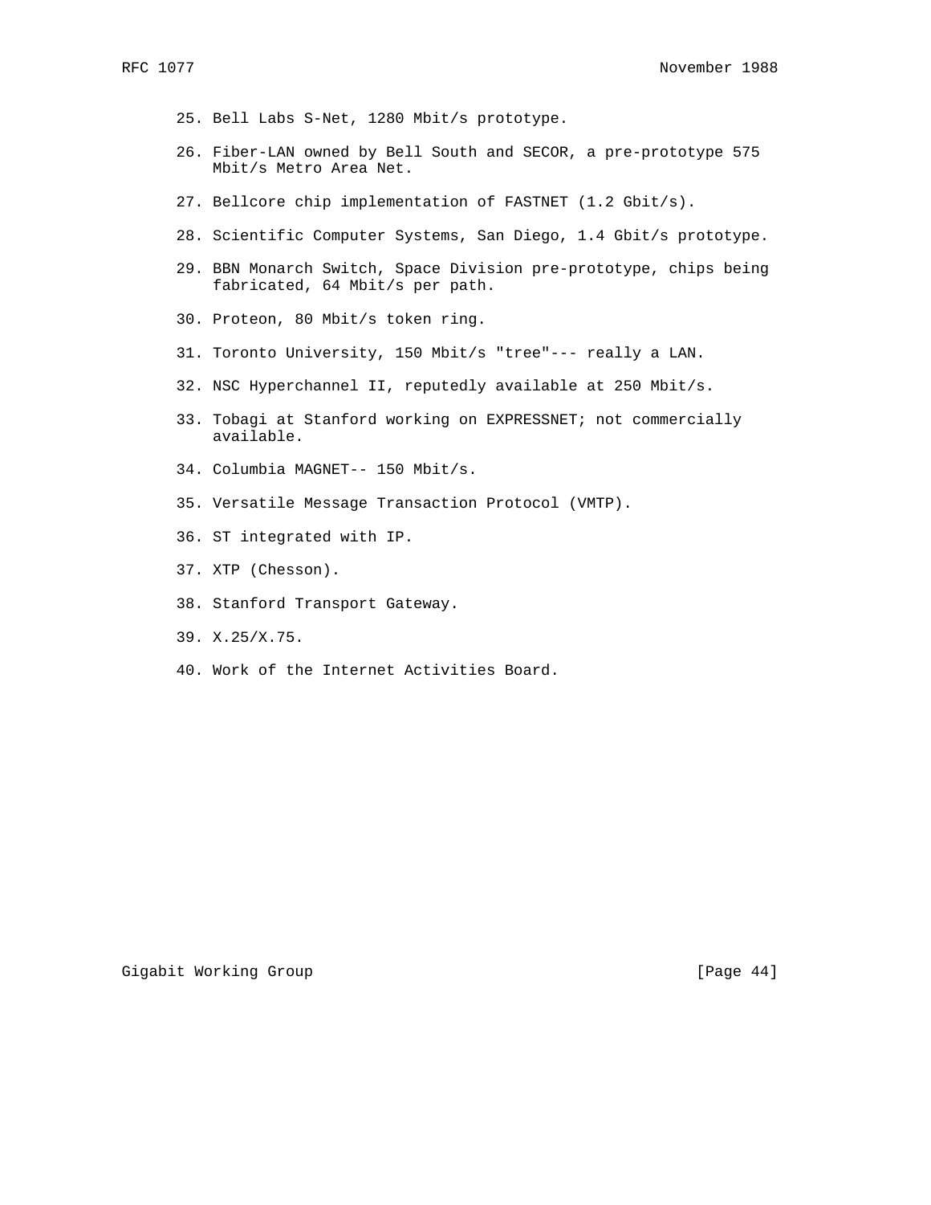25. Bell Labs S-Net, 1280 Mbit/s prototype.

26. Fiber-LAN owned by Bell South and SECOR, a pre-prototype 575 Mbit/s Metro Area Net.

27. Bellcore chip implementation of FASTNET (1.2 Gbit/s).

28. Scientific Computer Systems, San Diego, 1.4 Gbit/s prototype.

29. BBN Monarch Switch, Space Division pre-prototype, chips being fabricated, 64 Mbit/s per path.

30. Proteon, 80 Mbit/s token ring.

31. Toronto University, 150 Mbit/s "tree"--- really a LAN.

32. NSC Hyperchannel II, reputedly available at 250 Mbit/s.

33. Tobagi at Stanford working on EXPRESSNET; not commercially available.

34. Columbia MAGNET-- 150 Mbit/s.

35. Versatile Message Transaction Protocol (VMTP).

36. ST integrated with IP.

37. XTP (Chesson).

38. Stanford Transport Gateway.

39. X.25/X.75.

40. Work of the Internet Activities Board.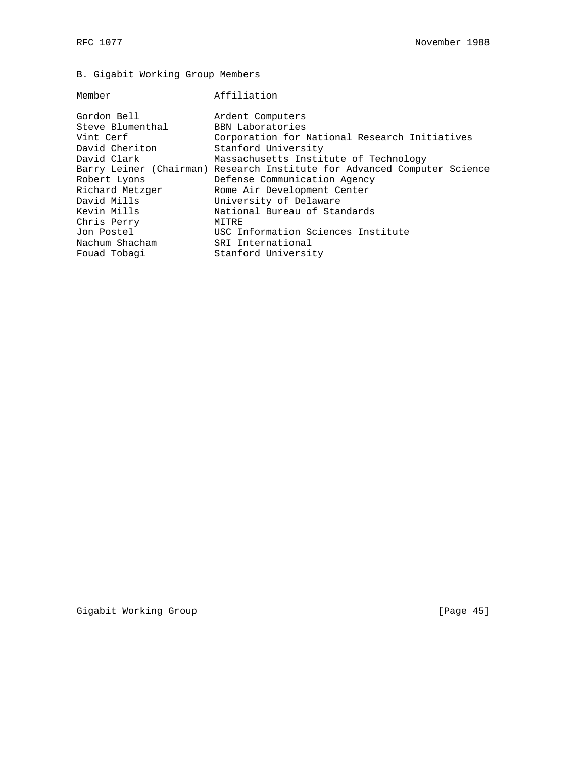## B. Gigabit Working Group Members

| Member | Affiliation |
| --- | --- |
| Gordon Bell | Ardent Computers |
| Steve Blumenthal | BBN Laboratories |
| Vint Cerf | Corporation for National Research Initiatives |
| David Cheriton | Stanford University |
| David Clark | Massachusetts Institute of Technology |
| Barry Leiner (Chairman) | Research Institute for Advanced Computer Science |
| Robert Lyons | Defense Communication Agency |
| Richard Metzger | Rome Air Development Center |
| David Mills | University of Delaware |
| Kevin Mills | National Bureau of Standards |
| Chris Perry | MITRE |
| Jon Postel | USC Information Sciences Institute |
| Nachum Shacham | SRI International |
| Fouad Tobagi | Stanford University |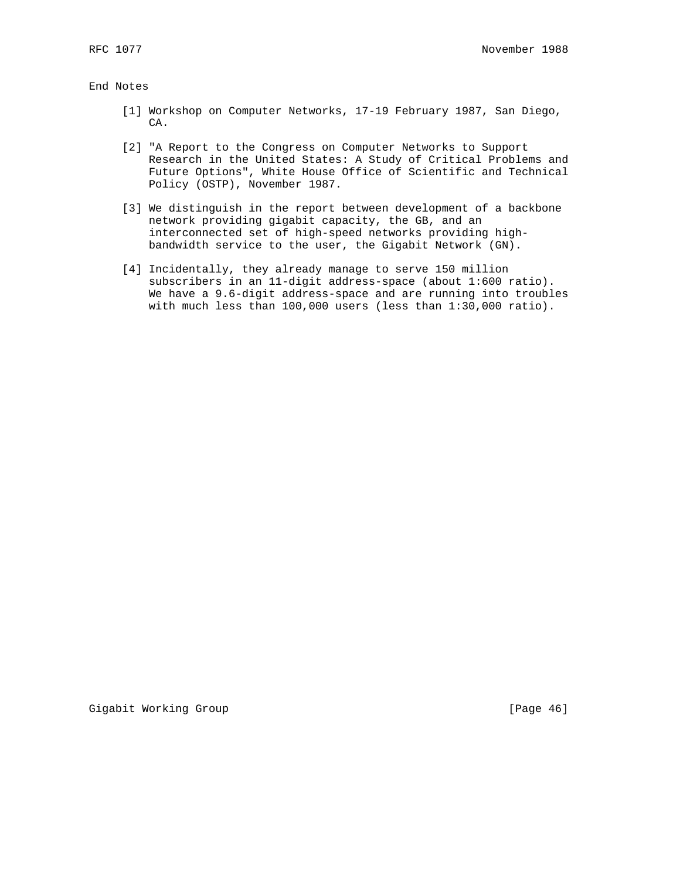## End Notes

[1] Workshop on Computer Networks, 17-19 February 1987, San Diego, CA.

[2] "A Report to the Congress on Computer Networks to Support Research in the United States: A Study of Critical Problems and Future Options", White House Office of Scientific and Technical Policy (OSTP), November 1987.

[3] We distinguish in the report between development of a backbone network providing gigabit capacity, the GB, and an interconnected set of high-speed networks providing high-bandwidth service to the user, the Gigabit Network (GN).

[4] Incidentally, they already manage to serve 150 million subscribers in an 11-digit address-space (about 1:600 ratio). We have a 9.6-digit address-space and are running into troubles with much less than 100,000 users (less than 1:30,000 ratio).